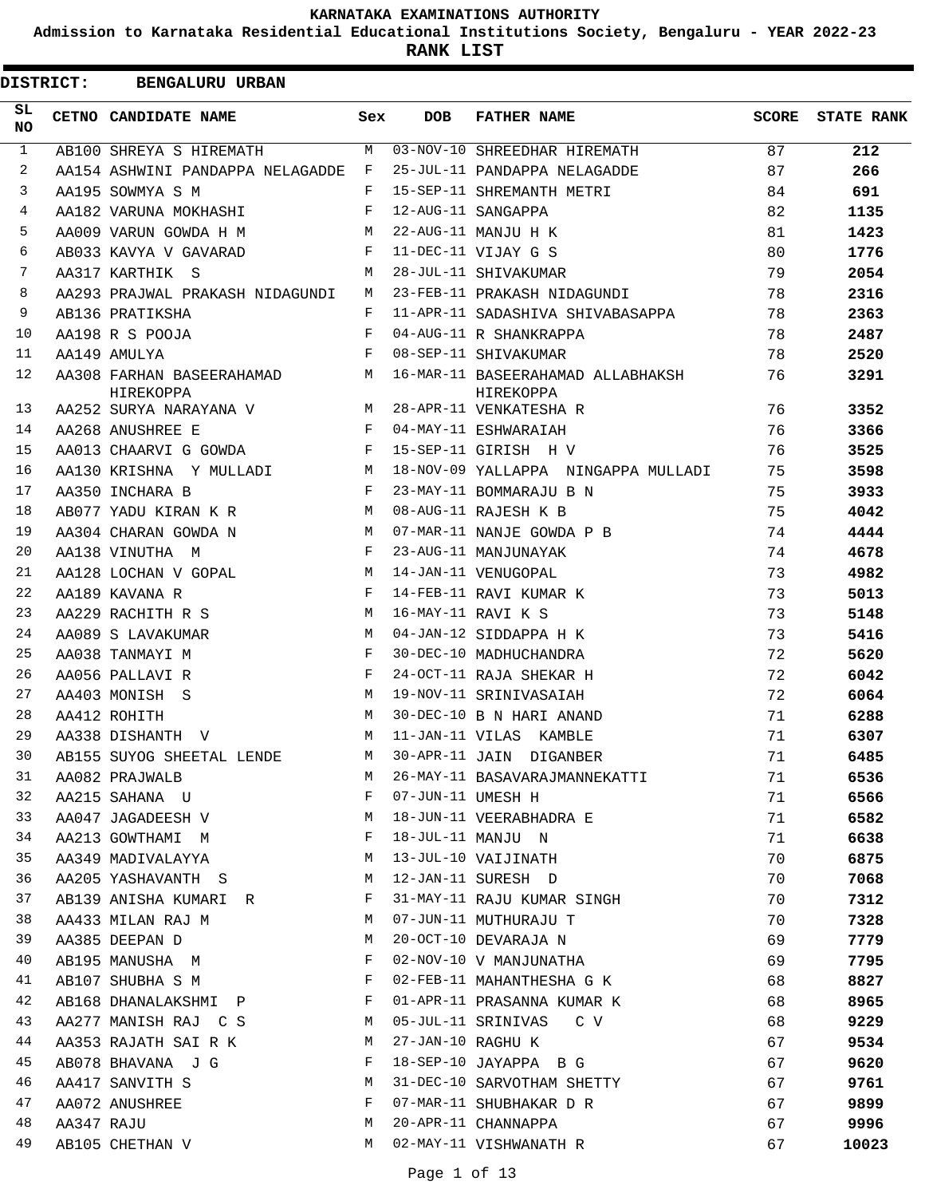**KARNATAKA EXAMINATIONS AUTHORITY**

**Admission to Karnataka Residential Educational Institutions Society, Bengaluru - YEAR 2022-23**

**RANK LIST**

**DISTRICT: BENGALURU URBAN**

| SL NO | CETNO | CANDIDATE NAME | Sex | DOB | FATHER NAME | SCORE | STATE RANK |
|---|---|---|---|---|---|---|---|
| 1 | AB100 | SHREYA S HIREMATH | M | 03-NOV-10 | SHREEDHAR HIREMATH | 87 | **212** |
| 2 | AA154 | ASHWINI PANDAPPA NELAGADDE | F | 25-JUL-11 | PANDAPPA NELAGADDE | 87 | **266** |
| 3 | AA195 | SOWMYA S M | F | 15-SEP-11 | SHREMANTH METRI | 84 | **691** |
| 4 | AA182 | VARUNA MOKHASHI | F | 12-AUG-11 | SANGAPPA | 82 | **1135** |
| 5 | AA009 | VARUN GOWDA H M | M | 22-AUG-11 | MANJU H K | 81 | **1423** |
| 6 | AB033 | KAVYA V GAVARAD | F | 11-DEC-11 | VIJAY G S | 80 | **1776** |
| 7 | AA317 | KARTHIK S | M | 28-JUL-11 | SHIVAKUMAR | 79 | **2054** |
| 8 | AA293 | PRAJWAL PRAKASH NIDAGUNDI | M | 23-FEB-11 | PRAKASH NIDAGUNDI | 78 | **2316** |
| 9 | AB136 | PRATIKSHA | F | 11-APR-11 | SADASHIVA SHIVABASAPPA | 78 | **2363** |
| 10 | AA198 | R S POOJA | F | 04-AUG-11 | R SHANKRAPPA | 78 | **2487** |
| 11 | AA149 | AMULYA | F | 08-SEP-11 | SHIVAKUMAR | 78 | **2520** |
| 12 | AA308 | FARHAN BASEERAHAMAD HIREKOPPA | M | 16-MAR-11 | BASEERAHAMAD ALLABHAKSH HIREKOPPA | 76 | **3291** |
| 13 | AA252 | SURYA NARAYANA V | M | 28-APR-11 | VENKATESHA R | 76 | **3352** |
| 14 | AA268 | ANUSHREE E | F | 04-MAY-11 | ESHWARAIAH | 76 | **3366** |
| 15 | AA013 | CHAARVI G GOWDA | F | 15-SEP-11 | GIRISH H V | 76 | **3525** |
| 16 | AA130 | KRISHNA Y MULLADI | M | 18-NOV-09 | YALLAPPA NINGAPPA MULLADI | 75 | **3598** |
| 17 | AA350 | INCHARA B | F | 23-MAY-11 | BOMMARAJU B N | 75 | **3933** |
| 18 | AB077 | YADU KIRAN K R | M | 08-AUG-11 | RAJESH K B | 75 | **4042** |
| 19 | AA304 | CHARAN GOWDA N | M | 07-MAR-11 | NANJE GOWDA P B | 74 | **4444** |
| 20 | AA138 | VINUTHA M | F | 23-AUG-11 | MANJUNAYAK | 74 | **4678** |
| 21 | AA128 | LOCHAN V GOPAL | M | 14-JAN-11 | VENUGOPAL | 73 | **4982** |
| 22 | AA189 | KAVANA R | F | 14-FEB-11 | RAVI KUMAR K | 73 | **5013** |
| 23 | AA229 | RACHITH R S | M | 16-MAY-11 | RAVI K S | 73 | **5148** |
| 24 | AA089 | S LAVAKUMAR | M | 04-JAN-12 | SIDDAPPA H K | 73 | **5416** |
| 25 | AA038 | TANMAYI M | F | 30-DEC-10 | MADHUCHANDRA | 72 | **5620** |
| 26 | AA056 | PALLAVI R | F | 24-OCT-11 | RAJA SHEKAR H | 72 | **6042** |
| 27 | AA403 | MONISH S | M | 19-NOV-11 | SRINIVASAIAH | 72 | **6064** |
| 28 | AA412 | ROHITH | M | 30-DEC-10 | B N HARI ANAND | 71 | **6288** |
| 29 | AA338 | DISHANTH V | M | 11-JAN-11 | VILAS KAMBLE | 71 | **6307** |
| 30 | AB155 | SUYOG SHEETAL LENDE | M | 30-APR-11 | JAIN DIGANBER | 71 | **6485** |
| 31 | AA082 | PRAJWALB | M | 26-MAY-11 | BASAVARAJMANNEKATTI | 71 | **6536** |
| 32 | AA215 | SAHANA U | F | 07-JUN-11 | UMESH H | 71 | **6566** |
| 33 | AA047 | JAGADEESH V | M | 18-JUN-11 | VEERABHADRA E | 71 | **6582** |
| 34 | AA213 | GOWTHAMI M | F | 18-JUL-11 | MANJU N | 71 | **6638** |
| 35 | AA349 | MADIVALAYYA | M | 13-JUL-10 | VAIJINATH | 70 | **6875** |
| 36 | AA205 | YASHAVANTH S | M | 12-JAN-11 | SURESH D | 70 | **7068** |
| 37 | AB139 | ANISHA KUMARI R | F | 31-MAY-11 | RAJU KUMAR SINGH | 70 | **7312** |
| 38 | AA433 | MILAN RAJ M | M | 07-JUN-11 | MUTHURAJU T | 70 | **7328** |
| 39 | AA385 | DEEPAN D | M | 20-OCT-10 | DEVARAJA N | 69 | **7779** |
| 40 | AB195 | MANUSHA M | F | 02-NOV-10 | V MANJUNATHA | 69 | **7795** |
| 41 | AB107 | SHUBHA S M | F | 02-FEB-11 | MAHANTHESHA G K | 68 | **8827** |
| 42 | AB168 | DHANALAKSHMI P | F | 01-APR-11 | PRASANNA KUMAR K | 68 | **8965** |
| 43 | AA277 | MANISH RAJ C S | M | 05-JUL-11 | SRINIVAS C V | 68 | **9229** |
| 44 | AA353 | RAJATH SAI R K | M | 27-JAN-10 | RAGHU K | 67 | **9534** |
| 45 | AB078 | BHAVANA J G | F | 18-SEP-10 | JAYAPPA B G | 67 | **9620** |
| 46 | AA417 | SANVITH S | M | 31-DEC-10 | SARVOTHAM SHETTY | 67 | **9761** |
| 47 | AA072 | ANUSHREE | F | 07-MAR-11 | SHUBHAKAR D R | 67 | **9899** |
| 48 | AA347 | RAJU | M | 20-APR-11 | CHANNAPPA | 67 | **9996** |
| 49 | AB105 | CHETHAN V | M | 02-MAY-11 | VISHWANATH R | 67 | **10023** |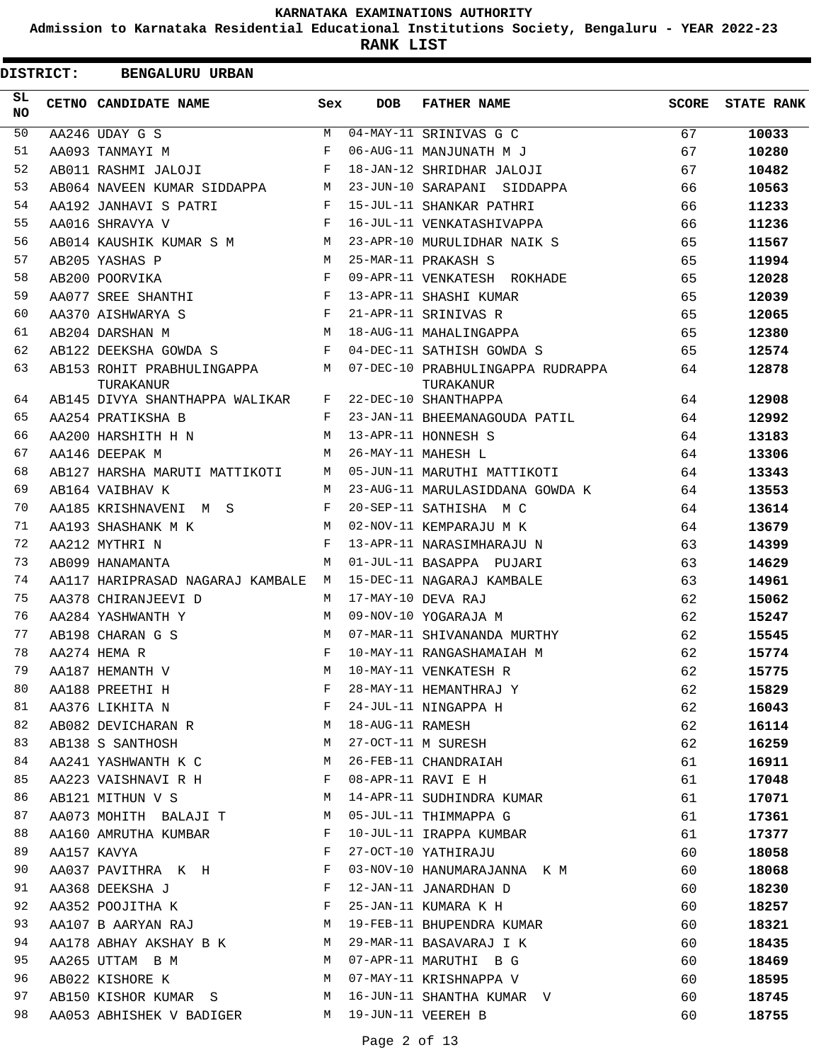**KARNATAKA EXAMINATIONS AUTHORITY**

**Admission to Karnataka Residential Educational Institutions Society, Bengaluru - YEAR 2022-23**

**RANK LIST**

**DISTRICT: BENGALURU URBAN**

| SL NO | CETNO | CANDIDATE NAME | Sex | DOB | FATHER NAME | SCORE | STATE RANK |
|---|---|---|---|---|---|---|---|
| 50 | AA246 | UDAY G S | M | 04-MAY-11 | SRINIVAS G C | 67 | **10033** |
| 51 | AA093 | TANMAYI M | F | 06-AUG-11 | MANJUNATH M J | 67 | **10280** |
| 52 | AB011 | RASHMI JALOJI | F | 18-JAN-12 | SHRIDHAR JALOJI | 67 | **10482** |
| 53 | AB064 | NAVEEN KUMAR SIDDAPPA | M | 23-JUN-10 | SARAPANI SIDDAPPA | 66 | **10563** |
| 54 | AA192 | JANHAVI S PATRI | F | 15-JUL-11 | SHANKAR PATHRI | 66 | **11233** |
| 55 | AA016 | SHRAVYA V | F | 16-JUL-11 | VENKATASHIVAPPA | 66 | **11236** |
| 56 | AB014 | KAUSHIK KUMAR S M | M | 23-APR-10 | MURULIDHAR NAIK S | 65 | **11567** |
| 57 | AB205 | YASHAS P | M | 25-MAR-11 | PRAKASH S | 65 | **11994** |
| 58 | AB200 | POORVIKA | F | 09-APR-11 | VENKATESH ROKHADE | 65 | **12028** |
| 59 | AA077 | SREE SHANTHI | F | 13-APR-11 | SHASHI KUMAR | 65 | **12039** |
| 60 | AA370 | AISHWARYA S | F | 21-APR-11 | SRINIVAS R | 65 | **12065** |
| 61 | AB204 | DARSHAN M | M | 18-AUG-11 | MAHALINGAPPA | 65 | **12380** |
| 62 | AB122 | DEEKSHA GOWDA S | F | 04-DEC-11 | SATHISH GOWDA S | 65 | **12574** |
| 63 | AB153 | ROHIT PRABHULINGAPPA TURAKANUR | M | 07-DEC-10 | PRABHULINGAPPA RUDRAPPA TURAKANUR | 64 | **12878** |
| 64 | AB145 | DIVYA SHANTHAPPA WALIKAR | F | 22-DEC-10 | SHANTHAPPA | 64 | **12908** |
| 65 | AA254 | PRATIKSHA B | F | 23-JAN-11 | BHEEMANAGOUDA PATIL | 64 | **12992** |
| 66 | AA200 | HARSHITH H N | M | 13-APR-11 | HONNESH S | 64 | **13183** |
| 67 | AA146 | DEEPAK M | M | 26-MAY-11 | MAHESH L | 64 | **13306** |
| 68 | AB127 | HARSHA MARUTI MATTIKOTI | M | 05-JUN-11 | MARUTHI MATTIKOTI | 64 | **13343** |
| 69 | AB164 | VAIBHAV K | M | 23-AUG-11 | MARULASIDDANA GOWDA K | 64 | **13553** |
| 70 | AA185 | KRISHNAVENI M S | F | 20-SEP-11 | SATHISHA M C | 64 | **13614** |
| 71 | AA193 | SHASHANK M K | M | 02-NOV-11 | KEMPARAJU M K | 64 | **13679** |
| 72 | AA212 | MYTHRI N | F | 13-APR-11 | NARASIMHARAJU N | 63 | **14399** |
| 73 | AB099 | HANAMANTA | M | 01-JUL-11 | BASAPPA PUJARI | 63 | **14629** |
| 74 | AA117 | HARIPRASAD NAGARAJ KAMBALE | M | 15-DEC-11 | NAGARAJ KAMBALE | 63 | **14961** |
| 75 | AA378 | CHIRANJEEVI D | M | 17-MAY-10 | DEVA RAJ | 62 | **15062** |
| 76 | AA284 | YASHWANTH Y | M | 09-NOV-10 | YOGARAJA M | 62 | **15247** |
| 77 | AB198 | CHARAN G S | M | 07-MAR-11 | SHIVANANDA MURTHY | 62 | **15545** |
| 78 | AA274 | HEMA R | F | 10-MAY-11 | RANGASHAMAIAH M | 62 | **15774** |
| 79 | AA187 | HEMANTH V | M | 10-MAY-11 | VENKATESH R | 62 | **15775** |
| 80 | AA188 | PREETHI H | F | 28-MAY-11 | HEMANTHRAJ Y | 62 | **15829** |
| 81 | AA376 | LIKHITA N | F | 24-JUL-11 | NINGAPPA H | 62 | **16043** |
| 82 | AB082 | DEVICHARAN R | M | 18-AUG-11 | RAMESH | 62 | **16114** |
| 83 | AB138 | S SANTHOSH | M | 27-OCT-11 | M SURESH | 62 | **16259** |
| 84 | AA241 | YASHWANTH K C | M | 26-FEB-11 | CHANDRAIAH | 61 | **16911** |
| 85 | AA223 | VAISHNAVI R H | F | 08-APR-11 | RAVI E H | 61 | **17048** |
| 86 | AB121 | MITHUN V S | M | 14-APR-11 | SUDHINDRA KUMAR | 61 | **17071** |
| 87 | AA073 | MOHITH BALAJI T | M | 05-JUL-11 | THIMMAPPA G | 61 | **17361** |
| 88 | AA160 | AMRUTHA KUMBAR | F | 10-JUL-11 | IRAPPA KUMBAR | 61 | **17377** |
| 89 | AA157 | KAVYA | F | 27-OCT-10 | YATHIRAJU | 60 | **18058** |
| 90 | AA037 | PAVITHRA K H | F | 03-NOV-10 | HANUMARAJANNA K M | 60 | **18068** |
| 91 | AA368 | DEEKSHA J | F | 12-JAN-11 | JANARDHAN D | 60 | **18230** |
| 92 | AA352 | POOJITHA K | F | 25-JAN-11 | KUMARA K H | 60 | **18257** |
| 93 | AA107 | B AARYAN RAJ | M | 19-FEB-11 | BHUPENDRA KUMAR | 60 | **18321** |
| 94 | AA178 | ABHAY AKSHAY B K | M | 29-MAR-11 | BASAVARAJ I K | 60 | **18435** |
| 95 | AA265 | UTTAM B M | M | 07-APR-11 | MARUTHI B G | 60 | **18469** |
| 96 | AB022 | KISHORE K | M | 07-MAY-11 | KRISHNAPPA V | 60 | **18595** |
| 97 | AB150 | KISHOR KUMAR S | M | 16-JUN-11 | SHANTHA KUMAR V | 60 | **18745** |
| 98 | AA053 | ABHISHEK V BADIGER | M | 19-JUN-11 | VEEREH B | 60 | **18755** |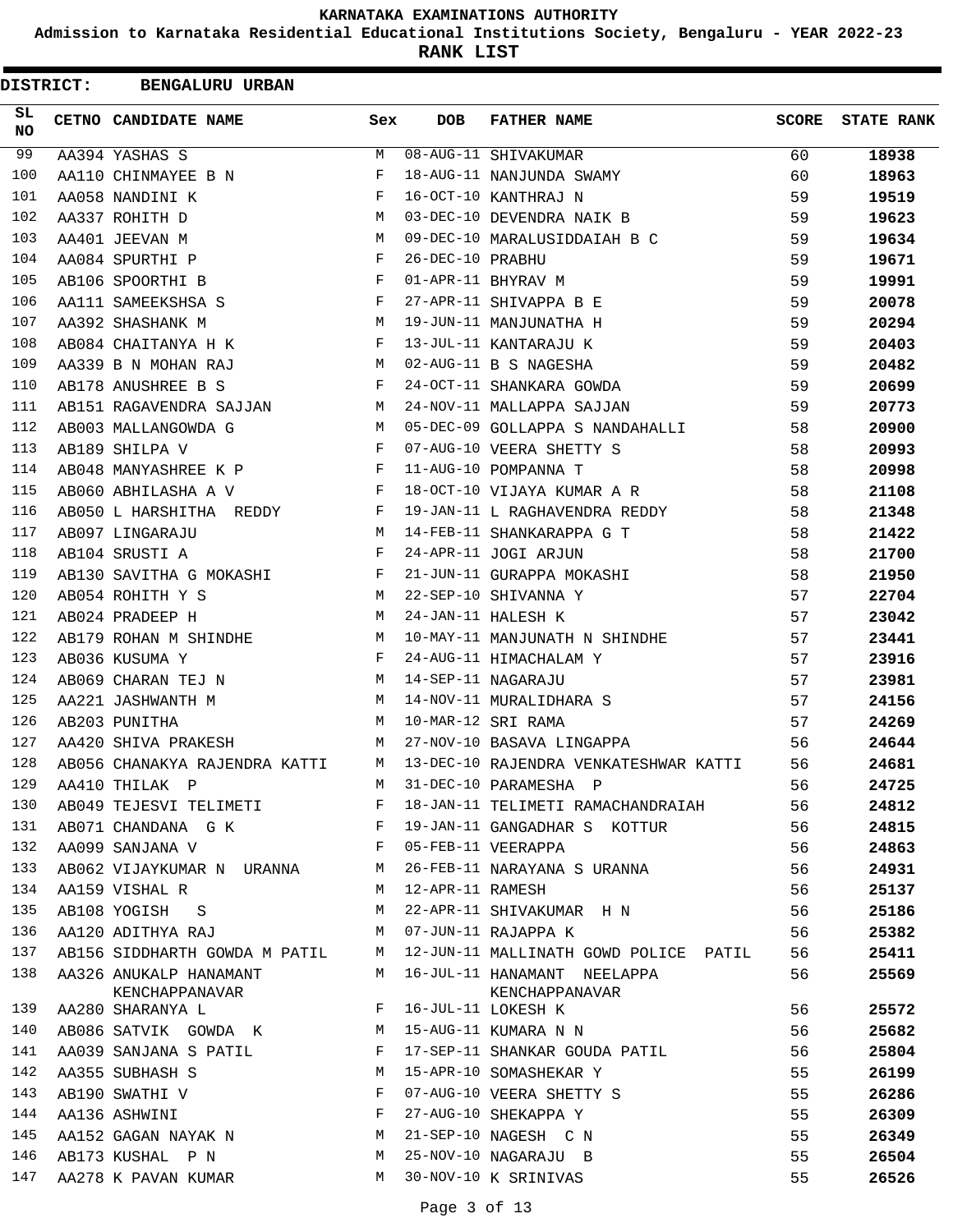**KARNATAKA EXAMINATIONS AUTHORITY**

**Admission to Karnataka Residential Educational Institutions Society, Bengaluru - YEAR 2022-23**

**RANK LIST**

**DISTRICT: BENGALURU URBAN**

| SL NO | CETNO | CANDIDATE NAME | Sex | DOB | FATHER NAME | SCORE | STATE RANK |
|---|---|---|---|---|---|---|---|
| 99 | AA394 | YASHAS S | M | 08-AUG-11 | SHIVAKUMAR | 60 | **18938** |
| 100 | AA110 | CHINMAYEE B N | F | 18-AUG-11 | NANJUNDA SWAMY | 60 | **18963** |
| 101 | AA058 | NANDINI K | F | 16-OCT-10 | KANTHRAJ N | 59 | **19519** |
| 102 | AA337 | ROHITH D | M | 03-DEC-10 | DEVENDRA NAIK B | 59 | **19623** |
| 103 | AA401 | JEEVAN M | M | 09-DEC-10 | MARALUSIDDAIAH B C | 59 | **19634** |
| 104 | AA084 | SPURTHI P | F | 26-DEC-10 | PRABHU | 59 | **19671** |
| 105 | AB106 | SPOORTHI B | F | 01-APR-11 | BHYRAV M | 59 | **19991** |
| 106 | AA111 | SAMEEKSHSA S | F | 27-APR-11 | SHIVAPPA B E | 59 | **20078** |
| 107 | AA392 | SHASHANK M | M | 19-JUN-11 | MANJUNATHA H | 59 | **20294** |
| 108 | AB084 | CHAITANYA H K | F | 13-JUL-11 | KANTARAJU K | 59 | **20403** |
| 109 | AA339 | B N MOHAN RAJ | M | 02-AUG-11 | B S NAGESHA | 59 | **20482** |
| 110 | AB178 | ANUSHREE B S | F | 24-OCT-11 | SHANKARA GOWDA | 59 | **20699** |
| 111 | AB151 | RAGAVENDRA SAJJAN | M | 24-NOV-11 | MALLAPPA SAJJAN | 59 | **20773** |
| 112 | AB003 | MALLANGOWDA G | M | 05-DEC-09 | GOLLAPPA S NANDAHALLI | 58 | **20900** |
| 113 | AB189 | SHILPA V | F | 07-AUG-10 | VEERA SHETTY S | 58 | **20993** |
| 114 | AB048 | MANYASHREE K P | F | 11-AUG-10 | POMPANNA T | 58 | **20998** |
| 115 | AB060 | ABHILASHA A V | F | 18-OCT-10 | VIJAYA KUMAR A R | 58 | **21108** |
| 116 | AB050 | L HARSHITHA REDDY | F | 19-JAN-11 | L RAGHAVENDRA REDDY | 58 | **21348** |
| 117 | AB097 | LINGARAJU | M | 14-FEB-11 | SHANKARAPPA G T | 58 | **21422** |
| 118 | AB104 | SRUSTI A | F | 24-APR-11 | JOGI ARJUN | 58 | **21700** |
| 119 | AB130 | SAVITHA G MOKASHI | F | 21-JUN-11 | GURAPPA MOKASHI | 58 | **21950** |
| 120 | AB054 | ROHITH Y S | M | 22-SEP-10 | SHIVANNA Y | 57 | **22704** |
| 121 | AB024 | PRADEEP H | M | 24-JAN-11 | HALESH K | 57 | **23042** |
| 122 | AB179 | ROHAN M SHINDHE | M | 10-MAY-11 | MANJUNATH N SHINDHE | 57 | **23441** |
| 123 | AB036 | KUSUMA Y | F | 24-AUG-11 | HIMACHALAM Y | 57 | **23916** |
| 124 | AB069 | CHARAN TEJ N | M | 14-SEP-11 | NAGARAJU | 57 | **23981** |
| 125 | AA221 | JASHWANTH M | M | 14-NOV-11 | MURALIDHARA S | 57 | **24156** |
| 126 | AB203 | PUNITHA | M | 10-MAR-12 | SRI RAMA | 57 | **24269** |
| 127 | AA420 | SHIVA PRAKESH | M | 27-NOV-10 | BASAVA LINGAPPA | 56 | **24644** |
| 128 | AB056 | CHANAKYA RAJENDRA KATTI | M | 13-DEC-10 | RAJENDRA VENKATESHWAR KATTI | 56 | **24681** |
| 129 | AA410 | THILAK P | M | 31-DEC-10 | PARAMESHA P | 56 | **24725** |
| 130 | AB049 | TEJESVI TELIMETI | F | 18-JAN-11 | TELIMETI RAMACHANDRAIAH | 56 | **24812** |
| 131 | AB071 | CHANDANA G K | F | 19-JAN-11 | GANGADHAR S KOTTUR | 56 | **24815** |
| 132 | AA099 | SANJANA V | F | 05-FEB-11 | VEERAPPA | 56 | **24863** |
| 133 | AB062 | VIJAYKUMAR N URANNA | M | 26-FEB-11 | NARAYANA S URANNA | 56 | **24931** |
| 134 | AA159 | VISHAL R | M | 12-APR-11 | RAMESH | 56 | **25137** |
| 135 | AB108 | YOGISH S | M | 22-APR-11 | SHIVAKUMAR H N | 56 | **25186** |
| 136 | AA120 | ADITHYA RAJ | M | 07-JUN-11 | RAJAPPA K | 56 | **25382** |
| 137 | AB156 | SIDDHARTH GOWDA M PATIL | M | 12-JUN-11 | MALLINATH GOWD POLICE PATIL | 56 | **25411** |
| 138 | AA326 | ANUKALP HANAMANT KENCHAPPANAVAR | M | 16-JUL-11 | HANAMANT NEELAPPA KENCHAPPANAVAR | 56 | **25569** |
| 139 | AA280 | SHARANYA L | F | 16-JUL-11 | LOKESH K | 56 | **25572** |
| 140 | AB086 | SATVIK GOWDA K | M | 15-AUG-11 | KUMARA N N | 56 | **25682** |
| 141 | AA039 | SANJANA S PATIL | F | 17-SEP-11 | SHANKAR GOUDA PATIL | 56 | **25804** |
| 142 | AA355 | SUBHASH S | M | 15-APR-10 | SOMASHEKAR Y | 55 | **26199** |
| 143 | AB190 | SWATHI V | F | 07-AUG-10 | VEERA SHETTY S | 55 | **26286** |
| 144 | AA136 | ASHWINI | F | 27-AUG-10 | SHEKAPPA Y | 55 | **26309** |
| 145 | AA152 | GAGAN NAYAK N | M | 21-SEP-10 | NAGESH C N | 55 | **26349** |
| 146 | AB173 | KUSHAL P N | M | 25-NOV-10 | NAGARAJU B | 55 | **26504** |
| 147 | AA278 | K PAVAN KUMAR | M | 30-NOV-10 | K SRINIVAS | 55 | **26526** |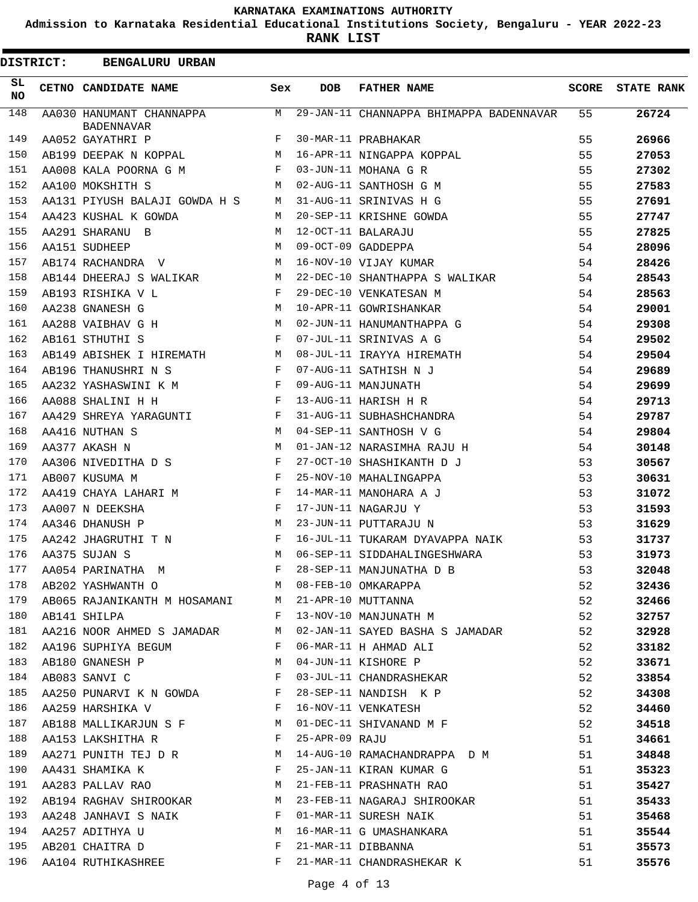# KARNATAKA EXAMINATIONS AUTHORITY

**Admission to Karnataka Residential Educational Institutions Society, Bengaluru - YEAR 2022-23**

**RANK LIST**

**DISTRICT: BENGALURU URBAN**

| SL NO | CETNO | CANDIDATE NAME | Sex | DOB | FATHER NAME | SCORE | STATE RANK |
|---|---|---|---|---|---|---|---|
| 148 | AA030 | HANUMANT CHANNAPPA BADENNAVAR | M | 29-JAN-11 | CHANNAPPA BHIMAPPA BADENNAVAR | 55 | **26724** |
| 149 | AA052 | GAYATHRI P | F | 30-MAR-11 | PRABHAKAR | 55 | **26966** |
| 150 | AB199 | DEEPAK N KOPPAL | M | 16-APR-11 | NINGAPPA KOPPAL | 55 | **27053** |
| 151 | AA008 | KALA POORNA G M | F | 03-JUN-11 | MOHANA G R | 55 | **27302** |
| 152 | AA100 | MOKSHITH S | M | 02-AUG-11 | SANTHOSH G M | 55 | **27583** |
| 153 | AA131 | PIYUSH BALAJI GOWDA H S | M | 31-AUG-11 | SRINIVAS H G | 55 | **27691** |
| 154 | AA423 | KUSHAL K GOWDA | M | 20-SEP-11 | KRISHNE GOWDA | 55 | **27747** |
| 155 | AA291 | SHARANU B | M | 12-OCT-11 | BALARAJU | 55 | **27825** |
| 156 | AA151 | SUDHEEP | M | 09-OCT-09 | GADDEPPA | 54 | **28096** |
| 157 | AB174 | RACHANDRA V | M | 16-NOV-10 | VIJAY KUMAR | 54 | **28426** |
| 158 | AB144 | DHEERAJ S WALIKAR | M | 22-DEC-10 | SHANTHAPPA S WALIKAR | 54 | **28543** |
| 159 | AB193 | RISHIKA V L | F | 29-DEC-10 | VENKATESAN M | 54 | **28563** |
| 160 | AA238 | GNANESH G | M | 10-APR-11 | GOWRISHANKAR | 54 | **29001** |
| 161 | AA288 | VAIBHAV G H | M | 02-JUN-11 | HANUMANTHAPPA G | 54 | **29308** |
| 162 | AB161 | STHUTHI S | F | 07-JUL-11 | SRINIVAS A G | 54 | **29502** |
| 163 | AB149 | ABISHEK I HIREMATH | M | 08-JUL-11 | IRAYYA HIREMATH | 54 | **29504** |
| 164 | AB196 | THANUSHRI N S | F | 07-AUG-11 | SATHISH N J | 54 | **29689** |
| 165 | AA232 | YASHASWINI K M | F | 09-AUG-11 | MANJUNATH | 54 | **29699** |
| 166 | AA088 | SHALINI H H | F | 13-AUG-11 | HARISH H R | 54 | **29713** |
| 167 | AA429 | SHREYA YARAGUNTI | F | 31-AUG-11 | SUBHASHCHANDRA | 54 | **29787** |
| 168 | AA416 | NUTHAN S | M | 04-SEP-11 | SANTHOSH V G | 54 | **29804** |
| 169 | AA377 | AKASH N | M | 01-JAN-12 | NARASIMHA RAJU H | 54 | **30148** |
| 170 | AA306 | NIVEDITHA D S | F | 27-OCT-10 | SHASHIKANTH D J | 53 | **30567** |
| 171 | AB007 | KUSUMA M | F | 25-NOV-10 | MAHALINGAPPA | 53 | **30631** |
| 172 | AA419 | CHAYA LAHARI M | F | 14-MAR-11 | MANOHARA A J | 53 | **31072** |
| 173 | AA007 | N DEEKSHA | F | 17-JUN-11 | NAGARJU Y | 53 | **31593** |
| 174 | AA346 | DHANUSH P | M | 23-JUN-11 | PUTTARAJU N | 53 | **31629** |
| 175 | AA242 | JHAGRUTHI T N | F | 16-JUL-11 | TUKARAM DYAVAPPA NAIK | 53 | **31737** |
| 176 | AA375 | SUJAN S | M | 06-SEP-11 | SIDDAHALINGESHWARA | 53 | **31973** |
| 177 | AA054 | PARINATHA M | F | 28-SEP-11 | MANJUNATHA D B | 53 | **32048** |
| 178 | AB202 | YASHWANTH O | M | 08-FEB-10 | OMKARAPPA | 52 | **32436** |
| 179 | AB065 | RAJANIKANTH M HOSAMANI | M | 21-APR-10 | MUTTANNA | 52 | **32466** |
| 180 | AB141 | SHILPA | F | 13-NOV-10 | MANJUNATH M | 52 | **32757** |
| 181 | AA216 | NOOR AHMED S JAMADAR | M | 02-JAN-11 | SAYED BASHA S JAMADAR | 52 | **32928** |
| 182 | AA196 | SUPHIYA BEGUM | F | 06-MAR-11 | H AHMAD ALI | 52 | **33182** |
| 183 | AB180 | GNANESH P | M | 04-JUN-11 | KISHORE P | 52 | **33671** |
| 184 | AB083 | SANVI C | F | 03-JUL-11 | CHANDRASHEKAR | 52 | **33854** |
| 185 | AA250 | PUNARVI K N GOWDA | F | 28-SEP-11 | NANDISH K P | 52 | **34308** |
| 186 | AA259 | HARSHIKA V | F | 16-NOV-11 | VENKATESH | 52 | **34460** |
| 187 | AB188 | MALLIKARJUN S F | M | 01-DEC-11 | SHIVANAND M F | 52 | **34518** |
| 188 | AA153 | LAKSHITHA R | F | 25-APR-09 | RAJU | 51 | **34661** |
| 189 | AA271 | PUNITH TEJ D R | M | 14-AUG-10 | RAMACHANDRAPPA D M | 51 | **34848** |
| 190 | AA431 | SHAMIKA K | F | 25-JAN-11 | KIRAN KUMAR G | 51 | **35323** |
| 191 | AA283 | PALLAV RAO | M | 21-FEB-11 | PRASHNATH RAO | 51 | **35427** |
| 192 | AB194 | RAGHAV SHIROOKAR | M | 23-FEB-11 | NAGARAJ SHIROOKAR | 51 | **35433** |
| 193 | AA248 | JANHAVI S NAIK | F | 01-MAR-11 | SURESH NAIK | 51 | **35468** |
| 194 | AA257 | ADITHYA U | M | 16-MAR-11 | G UMASHANKARA | 51 | **35544** |
| 195 | AB201 | CHAITRA D | F | 21-MAR-11 | DIBBANNA | 51 | **35573** |
| 196 | AA104 | RUTHIKASHREE | F | 21-MAR-11 | CHANDRASHEKAR K | 51 | **35576** |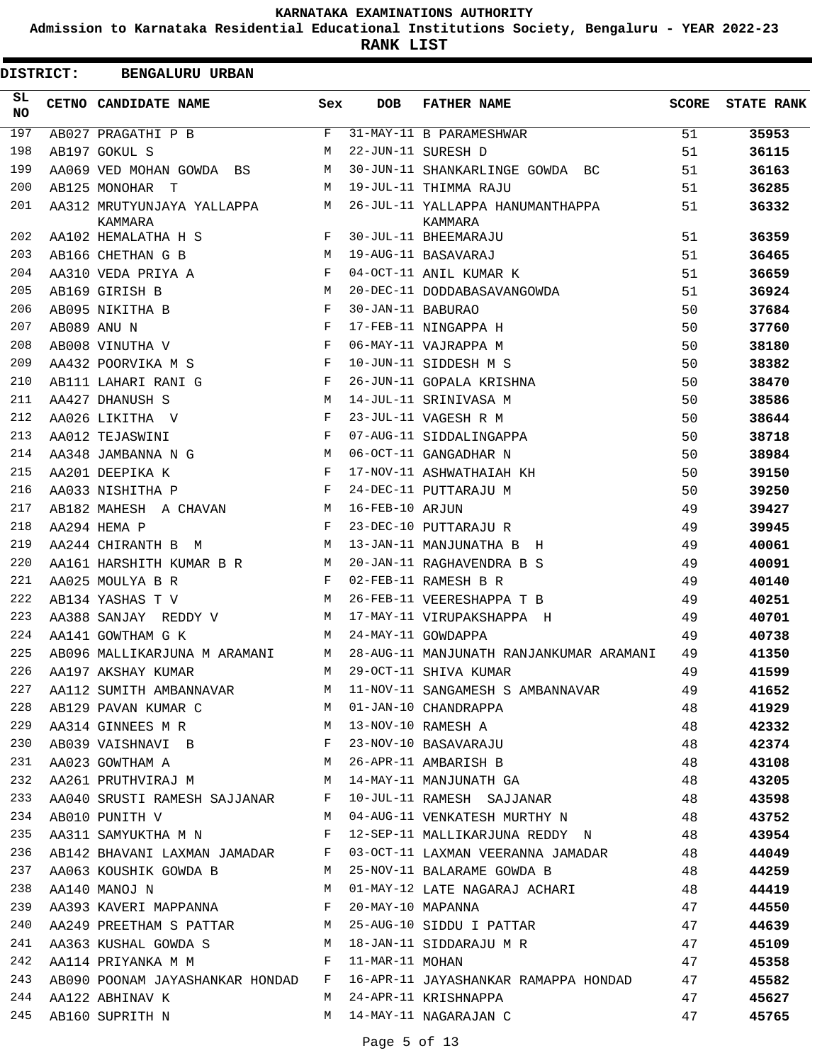KARNATAKA EXAMINATIONS AUTHORITY

Admission to Karnataka Residential Educational Institutions Society, Bengaluru - YEAR 2022-23

**RANK LIST**

**DISTRICT: BENGALURU URBAN**

| SL NO | CETNO | CANDIDATE NAME | Sex | DOB | FATHER NAME | SCORE | STATE RANK |
|---|---|---|---|---|---|---|---|
| 197 | AB027 | PRAGATHI P B | F | 31-MAY-11 | B PARAMESHWAR | 51 | **35953** |
| 198 | AB197 | GOKUL S | M | 22-JUN-11 | SURESH D | 51 | **36115** |
| 199 | AA069 | VED MOHAN GOWDA BS | M | 30-JUN-11 | SHANKARLINGE GOWDA BC | 51 | **36163** |
| 200 | AB125 | MONOHAR T | M | 19-JUL-11 | THIMMA RAJU | 51 | **36285** |
| 201 | AA312 | MRUTYUNJAYA YALLAPPA KAMMARA | M | 26-JUL-11 | YALLAPPA HANUMANTHAPPA KAMMARA | 51 | **36332** |
| 202 | AA102 | HEMALATHA H S | F | 30-JUL-11 | BHEEMARAJU | 51 | **36359** |
| 203 | AB166 | CHETHAN G B | M | 19-AUG-11 | BASAVARAJ | 51 | **36465** |
| 204 | AA310 | VEDA PRIYA A | F | 04-OCT-11 | ANIL KUMAR K | 51 | **36659** |
| 205 | AB169 | GIRISH B | M | 20-DEC-11 | DODDABASAVANGOWDA | 51 | **36924** |
| 206 | AB095 | NIKITHA B | F | 30-JAN-11 | BABURAO | 50 | **37684** |
| 207 | AB089 | ANU N | F | 17-FEB-11 | NINGAPPA H | 50 | **37760** |
| 208 | AB008 | VINUTHA V | F | 06-MAY-11 | VAJRAPPA M | 50 | **38180** |
| 209 | AA432 | POORVIKA M S | F | 10-JUN-11 | SIDDESH M S | 50 | **38382** |
| 210 | AB111 | LAHARI RANI G | F | 26-JUN-11 | GOPALA KRISHNA | 50 | **38470** |
| 211 | AA427 | DHANUSH S | M | 14-JUL-11 | SRINIVASA M | 50 | **38586** |
| 212 | AA026 | LIKITHA V | F | 23-JUL-11 | VAGESH R M | 50 | **38644** |
| 213 | AA012 | TEJASWINI | F | 07-AUG-11 | SIDDALINGAPPA | 50 | **38718** |
| 214 | AA348 | JAMBANNA N G | M | 06-OCT-11 | GANGADHAR N | 50 | **38984** |
| 215 | AA201 | DEEPIKA K | F | 17-NOV-11 | ASHWATHAIAH KH | 50 | **39150** |
| 216 | AA033 | NISHITHA P | F | 24-DEC-11 | PUTTARAJU M | 50 | **39250** |
| 217 | AB182 | MAHESH A CHAVAN | M | 16-FEB-10 | ARJUN | 49 | **39427** |
| 218 | AA294 | HEMA P | F | 23-DEC-10 | PUTTARAJU R | 49 | **39945** |
| 219 | AA244 | CHIRANTH B M | M | 13-JAN-11 | MANJUNATHA B H | 49 | **40061** |
| 220 | AA161 | HARSHITH KUMAR B R | M | 20-JAN-11 | RAGHAVENDRA B S | 49 | **40091** |
| 221 | AA025 | MOULYA B R | F | 02-FEB-11 | RAMESH B R | 49 | **40140** |
| 222 | AB134 | YASHAS T V | M | 26-FEB-11 | VEERESHAPPA T B | 49 | **40251** |
| 223 | AA388 | SANJAY REDDY V | M | 17-MAY-11 | VIRUPAKSHAPPA H | 49 | **40701** |
| 224 | AA141 | GOWTHAM G K | M | 24-MAY-11 | GOWDAPPA | 49 | **40738** |
| 225 | AB096 | MALLIKARJUNA M ARAMANI | M | 28-AUG-11 | MANJUNATH RANJANKUMAR ARAMANI | 49 | **41350** |
| 226 | AA197 | AKSHAY KUMAR | M | 29-OCT-11 | SHIVA KUMAR | 49 | **41599** |
| 227 | AA112 | SUMITH AMBANNAVAR | M | 11-NOV-11 | SANGAMESH S AMBANNAVAR | 49 | **41652** |
| 228 | AB129 | PAVAN KUMAR C | M | 01-JAN-10 | CHANDRAPPA | 48 | **41929** |
| 229 | AA314 | GINNEES M R | M | 13-NOV-10 | RAMESH A | 48 | **42332** |
| 230 | AB039 | VAISHNAVI B | F | 23-NOV-10 | BASAVARAJU | 48 | **42374** |
| 231 | AA023 | GOWTHAM A | M | 26-APR-11 | AMBARISH B | 48 | **43108** |
| 232 | AA261 | PRUTHVIRAJ M | M | 14-MAY-11 | MANJUNATH GA | 48 | **43205** |
| 233 | AA040 | SRUSTI RAMESH SAJJANAR | F | 10-JUL-11 | RAMESH SAJJANAR | 48 | **43598** |
| 234 | AB010 | PUNITH V | M | 04-AUG-11 | VENKATESH MURTHY N | 48 | **43752** |
| 235 | AA311 | SAMYUKTHA M N | F | 12-SEP-11 | MALLIKARJUNA REDDY N | 48 | **43954** |
| 236 | AB142 | BHAVANI LAXMAN JAMADAR | F | 03-OCT-11 | LAXMAN VEERANNA JAMADAR | 48 | **44049** |
| 237 | AA063 | KOUSHIK GOWDA B | M | 25-NOV-11 | BALARAME GOWDA B | 48 | **44259** |
| 238 | AA140 | MANOJ N | M | 01-MAY-12 | LATE NAGARAJ ACHARI | 48 | **44419** |
| 239 | AA393 | KAVERI MAPPANNA | F | 20-MAY-10 | MAPANNA | 47 | **44550** |
| 240 | AA249 | PREETHAM S PATTAR | M | 25-AUG-10 | SIDDU I PATTAR | 47 | **44639** |
| 241 | AA363 | KUSHAL GOWDA S | M | 18-JAN-11 | SIDDARAJU M R | 47 | **45109** |
| 242 | AA114 | PRIYANKA M M | F | 11-MAR-11 | MOHAN | 47 | **45358** |
| 243 | AB090 | POONAM JAYASHANKAR HONDAD | F | 16-APR-11 | JAYASHANKAR RAMAPPA HONDAD | 47 | **45582** |
| 244 | AA122 | ABHINAV K | M | 24-APR-11 | KRISHNAPPA | 47 | **45627** |
| 245 | AB160 | SUPRITH N | M | 14-MAY-11 | NAGARAJAN C | 47 | **45765** |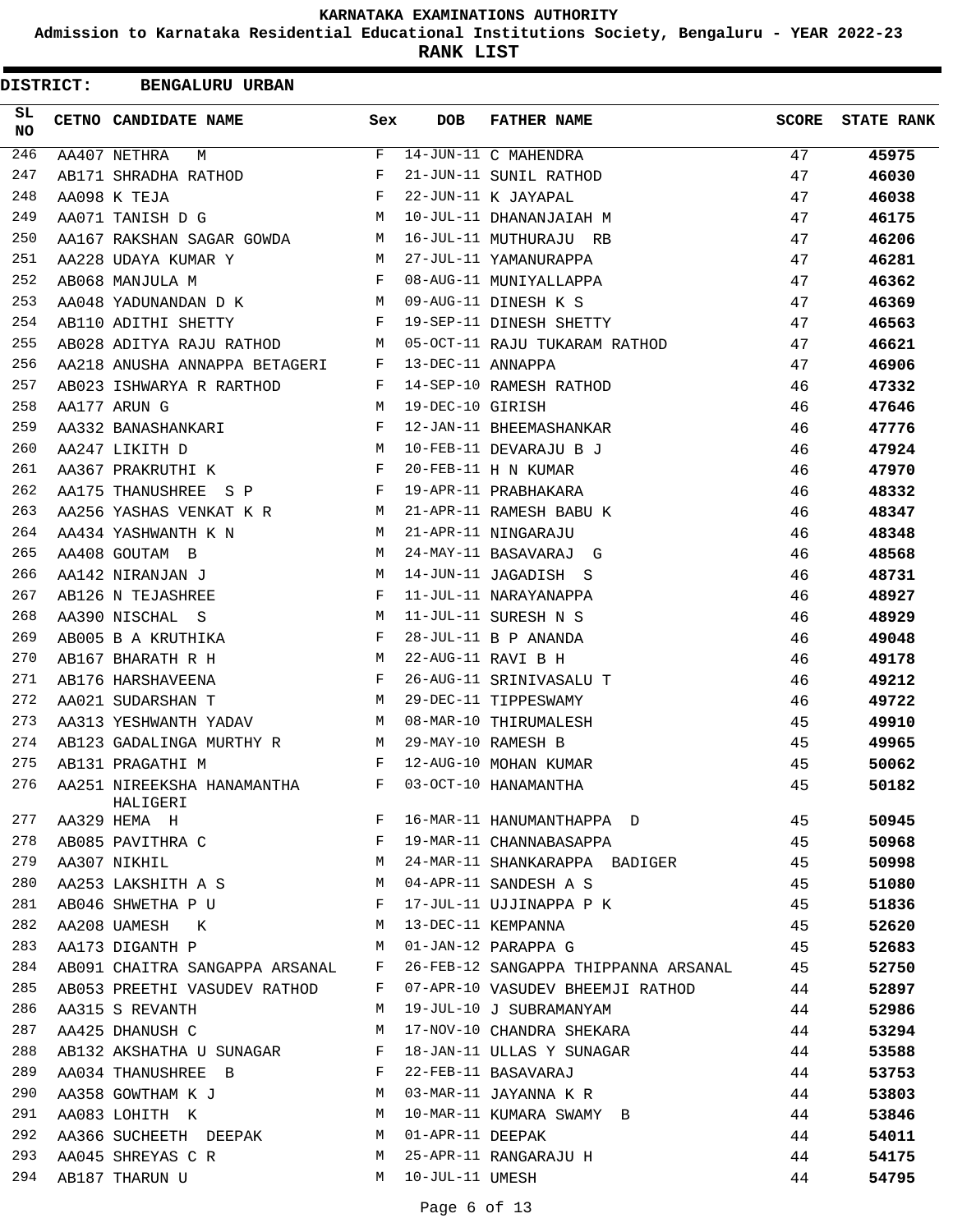KARNATAKA EXAMINATIONS AUTHORITY

Admission to Karnataka Residential Educational Institutions Society, Bengaluru - YEAR 2022-23

RANK LIST

**DISTRICT: BENGALURU URBAN**

| SL NO | CETNO | CANDIDATE NAME | Sex | DOB | FATHER NAME | SCORE | STATE RANK |
|---|---|---|---|---|---|---|---|
| 246 | AA407 | NETHRA M | F | 14-JUN-11 | C MAHENDRA | 47 | **45975** |
| 247 | AB171 | SHRADHA RATHOD | F | 21-JUN-11 | SUNIL RATHOD | 47 | **46030** |
| 248 | AA098 | K TEJA | F | 22-JUN-11 | K JAYAPAL | 47 | **46038** |
| 249 | AA071 | TANISH D G | M | 10-JUL-11 | DHANANJAIAH M | 47 | **46175** |
| 250 | AA167 | RAKSHAN SAGAR GOWDA | M | 16-JUL-11 | MUTHURAJU RB | 47 | **46206** |
| 251 | AA228 | UDAYA KUMAR Y | M | 27-JUL-11 | YAMANURAPPA | 47 | **46281** |
| 252 | AB068 | MANJULA M | F | 08-AUG-11 | MUNIYALLAPPA | 47 | **46362** |
| 253 | AA048 | YADUNANDAN D K | M | 09-AUG-11 | DINESH K S | 47 | **46369** |
| 254 | AB110 | ADITHI SHETTY | F | 19-SEP-11 | DINESH SHETTY | 47 | **46563** |
| 255 | AB028 | ADITYA RAJU RATHOD | M | 05-OCT-11 | RAJU TUKARAM RATHOD | 47 | **46621** |
| 256 | AA218 | ANUSHA ANNAPPA BETAGERI | F | 13-DEC-11 | ANNAPPA | 47 | **46906** |
| 257 | AB023 | ISHWARYA R RARTHOD | F | 14-SEP-10 | RAMESH RATHOD | 46 | **47332** |
| 258 | AA177 | ARUN G | M | 19-DEC-10 | GIRISH | 46 | **47646** |
| 259 | AA332 | BANASHANKARI | F | 12-JAN-11 | BHEEMASHANKAR | 46 | **47776** |
| 260 | AA247 | LIKITH D | M | 10-FEB-11 | DEVARAJU B J | 46 | **47924** |
| 261 | AA367 | PRAKRUTHI K | F | 20-FEB-11 | H N KUMAR | 46 | **47970** |
| 262 | AA175 | THANUSHREE S P | F | 19-APR-11 | PRABHAKARA | 46 | **48332** |
| 263 | AA256 | YASHAS VENKAT K R | M | 21-APR-11 | RAMESH BABU K | 46 | **48347** |
| 264 | AA434 | YASHWANTH K N | M | 21-APR-11 | NINGARAJU | 46 | **48348** |
| 265 | AA408 | GOUTAM B | M | 24-MAY-11 | BASAVARAJ G | 46 | **48568** |
| 266 | AA142 | NIRANJAN J | M | 14-JUN-11 | JAGADISH S | 46 | **48731** |
| 267 | AB126 | N TEJASHREE | F | 11-JUL-11 | NARAYANAPPA | 46 | **48927** |
| 268 | AA390 | NISCHAL S | M | 11-JUL-11 | SURESH N S | 46 | **48929** |
| 269 | AB005 | B A KRUTHIKA | F | 28-JUL-11 | B P ANANDA | 46 | **49048** |
| 270 | AB167 | BHARATH R H | M | 22-AUG-11 | RAVI B H | 46 | **49178** |
| 271 | AB176 | HARSHAVEENA | F | 26-AUG-11 | SRINIVASALU T | 46 | **49212** |
| 272 | AA021 | SUDARSHAN T | M | 29-DEC-11 | TIPPESWAMY | 46 | **49722** |
| 273 | AA313 | YESHWANTH YADAV | M | 08-MAR-10 | THIRUMALESH | 45 | **49910** |
| 274 | AB123 | GADALINGA MURTHY R | M | 29-MAY-10 | RAMESH B | 45 | **49965** |
| 275 | AB131 | PRAGATHI M | F | 12-AUG-10 | MOHAN KUMAR | 45 | **50062** |
| 276 | AA251 | NIREEKSHA HANAMANTHA HALIGERI | F | 03-OCT-10 | HANAMANTHA | 45 | **50182** |
| 277 | AA329 | HEMA H | F | 16-MAR-11 | HANUMANTHAPPA D | 45 | **50945** |
| 278 | AB085 | PAVITHRA C | F | 19-MAR-11 | CHANNABASAPPA | 45 | **50968** |
| 279 | AA307 | NIKHIL | M | 24-MAR-11 | SHANKARAPPA BADIGER | 45 | **50998** |
| 280 | AA253 | LAKSHITH A S | M | 04-APR-11 | SANDESH A S | 45 | **51080** |
| 281 | AB046 | SHWETHA P U | F | 17-JUL-11 | UJJINAPPA P K | 45 | **51836** |
| 282 | AA208 | UAMESH K | M | 13-DEC-11 | KEMPANNA | 45 | **52620** |
| 283 | AA173 | DIGANTH P | M | 01-JAN-12 | PARAPPA G | 45 | **52683** |
| 284 | AB091 | CHAITRA SANGAPPA ARSANAL | F | 26-FEB-12 | SANGAPPA THIPPANNA ARSANAL | 45 | **52750** |
| 285 | AB053 | PREETHI VASUDEV RATHOD | F | 07-APR-10 | VASUDEV BHEEMJI RATHOD | 44 | **52897** |
| 286 | AA315 | S REVANTH | M | 19-JUL-10 | J SUBRAMANYAM | 44 | **52986** |
| 287 | AA425 | DHANUSH C | M | 17-NOV-10 | CHANDRA SHEKARA | 44 | **53294** |
| 288 | AB132 | AKSHATHA U SUNAGAR | F | 18-JAN-11 | ULLAS Y SUNAGAR | 44 | **53588** |
| 289 | AA034 | THANUSHREE B | F | 22-FEB-11 | BASAVARAJ | 44 | **53753** |
| 290 | AA358 | GOWTHAM K J | M | 03-MAR-11 | JAYANNA K R | 44 | **53803** |
| 291 | AA083 | LOHITH K | M | 10-MAR-11 | KUMARA SWAMY B | 44 | **53846** |
| 292 | AA366 | SUCHEETH DEEPAK | M | 01-APR-11 | DEEPAK | 44 | **54011** |
| 293 | AA045 | SHREYAS C R | M | 25-APR-11 | RANGARAJU H | 44 | **54175** |
| 294 | AB187 | THARUN U | M | 10-JUL-11 | UMESH | 44 | **54795** |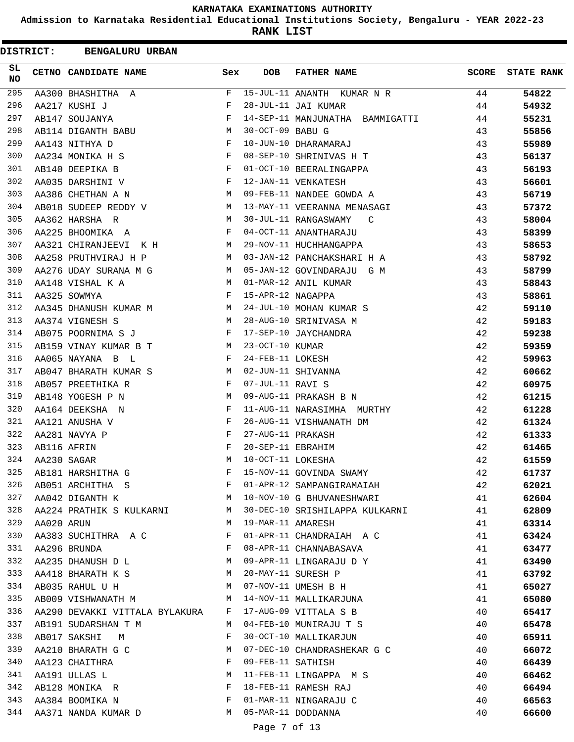**KARNATAKA EXAMINATIONS AUTHORITY**

**Admission to Karnataka Residential Educational Institutions Society, Bengaluru - YEAR 2022-23**

**RANK LIST**

**DISTRICT: BENGALURU URBAN**

| SL NO | CETNO | CANDIDATE NAME | Sex | DOB | FATHER NAME | SCORE | STATE RANK |
|---|---|---|---|---|---|---|---|
| 295 | AA300 | BHASHITHA A | F | 15-JUL-11 | ANANTH KUMAR N R | 44 | **54822** |
| 296 | AA217 | KUSHI J | F | 28-JUL-11 | JAI KUMAR | 44 | **54932** |
| 297 | AB147 | SOUJANYA | F | 14-SEP-11 | MANJUNATHA BAMMIGATTI | 44 | **55231** |
| 298 | AB114 | DIGANTH BABU | M | 30-OCT-09 | BABU G | 43 | **55856** |
| 299 | AA143 | NITHYA D | F | 10-JUN-10 | DHARAMARAJ | 43 | **55989** |
| 300 | AA234 | MONIKA H S | F | 08-SEP-10 | SHRINIVAS H T | 43 | **56137** |
| 301 | AB140 | DEEPIKA B | F | 01-OCT-10 | BEERALINGAPPA | 43 | **56193** |
| 302 | AA035 | DARSHINI V | F | 12-JAN-11 | VENKATESH | 43 | **56601** |
| 303 | AA386 | CHETHAN A N | M | 09-FEB-11 | NANDEE GOWDA A | 43 | **56719** |
| 304 | AB018 | SUDEEP REDDY V | M | 13-MAY-11 | VEERANNA MENASAGI | 43 | **57372** |
| 305 | AA362 | HARSHA R | M | 30-JUL-11 | RANGASWAMY C | 43 | **58004** |
| 306 | AA225 | BHOOMIKA A | F | 04-OCT-11 | ANANTHARAJU | 43 | **58399** |
| 307 | AA321 | CHIRANJEEVI K H | M | 29-NOV-11 | HUCHHANGAPPA | 43 | **58653** |
| 308 | AA258 | PRUTHVIRAJ H P | M | 03-JAN-12 | PANCHAKSHARI H A | 43 | **58792** |
| 309 | AA276 | UDAY SURANA M G | M | 05-JAN-12 | GOVINDARAJU G M | 43 | **58799** |
| 310 | AA148 | VISHAL K A | M | 01-MAR-12 | ANIL KUMAR | 43 | **58843** |
| 311 | AA325 | SOWMYA | F | 15-APR-12 | NAGAPPA | 43 | **58861** |
| 312 | AA345 | DHANUSH KUMAR M | M | 24-JUL-10 | MOHAN KUMAR S | 42 | **59110** |
| 313 | AA374 | VIGNESH S | M | 28-AUG-10 | SRINIVASA M | 42 | **59183** |
| 314 | AB075 | POORNIMA S J | F | 17-SEP-10 | JAYCHANDRA | 42 | **59238** |
| 315 | AB159 | VINAY KUMAR B T | M | 23-OCT-10 | KUMAR | 42 | **59359** |
| 316 | AA065 | NAYANA B L | F | 24-FEB-11 | LOKESH | 42 | **59963** |
| 317 | AB047 | BHARATH KUMAR S | M | 02-JUN-11 | SHIVANNA | 42 | **60662** |
| 318 | AB057 | PREETHIKA R | F | 07-JUL-11 | RAVI S | 42 | **60975** |
| 319 | AB148 | YOGESH P N | M | 09-AUG-11 | PRAKASH B N | 42 | **61215** |
| 320 | AA164 | DEEKSHA N | F | 11-AUG-11 | NARASIMHA MURTHY | 42 | **61228** |
| 321 | AA121 | ANUSHA V | F | 26-AUG-11 | VISHWANATH DM | 42 | **61324** |
| 322 | AA281 | NAVYA P | F | 27-AUG-11 | PRAKASH | 42 | **61333** |
| 323 | AB116 | AFRIN | F | 20-SEP-11 | EBRAHIM | 42 | **61465** |
| 324 | AA230 | SAGAR | M | 10-OCT-11 | LOKESHA | 42 | **61559** |
| 325 | AB181 | HARSHITHA G | F | 15-NOV-11 | GOVINDA SWAMY | 42 | **61737** |
| 326 | AB051 | ARCHITHA S | F | 01-APR-12 | SAMPANGIRAMAIAH | 42 | **62021** |
| 327 | AA042 | DIGANTH K | M | 10-NOV-10 | G BHUVANESHWARI | 41 | **62604** |
| 328 | AA224 | PRATHIK S KULKARNI | M | 30-DEC-10 | SRISHILAPPA KULKARNI | 41 | **62809** |
| 329 | AA020 | ARUN | M | 19-MAR-11 | AMARESH | 41 | **63314** |
| 330 | AA383 | SUCHITHRA A C | F | 01-APR-11 | CHANDRAIAH A C | 41 | **63424** |
| 331 | AA296 | BRUNDA | F | 08-APR-11 | CHANNABASAVA | 41 | **63477** |
| 332 | AA235 | DHANUSH D L | M | 09-APR-11 | LINGARAJU D Y | 41 | **63490** |
| 333 | AA418 | BHARATH K S | M | 20-MAY-11 | SURESH P | 41 | **63792** |
| 334 | AB035 | RAHUL U H | M | 07-NOV-11 | UMESH B H | 41 | **65027** |
| 335 | AB009 | VISHWANATH M | M | 14-NOV-11 | MALLIKARJUNA | 41 | **65080** |
| 336 | AA290 | DEVAKKI VITTALA BYLAKURA | F | 17-AUG-09 | VITTALA S B | 40 | **65417** |
| 337 | AB191 | SUDARSHAN T M | M | 04-FEB-10 | MUNIRAJU T S | 40 | **65478** |
| 338 | AB017 | SAKSHI M | F | 30-OCT-10 | MALLIKARJUN | 40 | **65911** |
| 339 | AA210 | BHARATH G C | M | 07-DEC-10 | CHANDRASHEKAR G C | 40 | **66072** |
| 340 | AA123 | CHAITHRA | F | 09-FEB-11 | SATHISH | 40 | **66439** |
| 341 | AA191 | ULLAS L | M | 11-FEB-11 | LINGAPPA M S | 40 | **66462** |
| 342 | AB128 | MONIKA R | F | 18-FEB-11 | RAMESH RAJ | 40 | **66494** |
| 343 | AA384 | BOOMIKA N | F | 01-MAR-11 | NINGARAJU C | 40 | **66563** |
| 344 | AA371 | NANDA KUMAR D | M | 05-MAR-11 | DODDANNA | 40 | **66600** |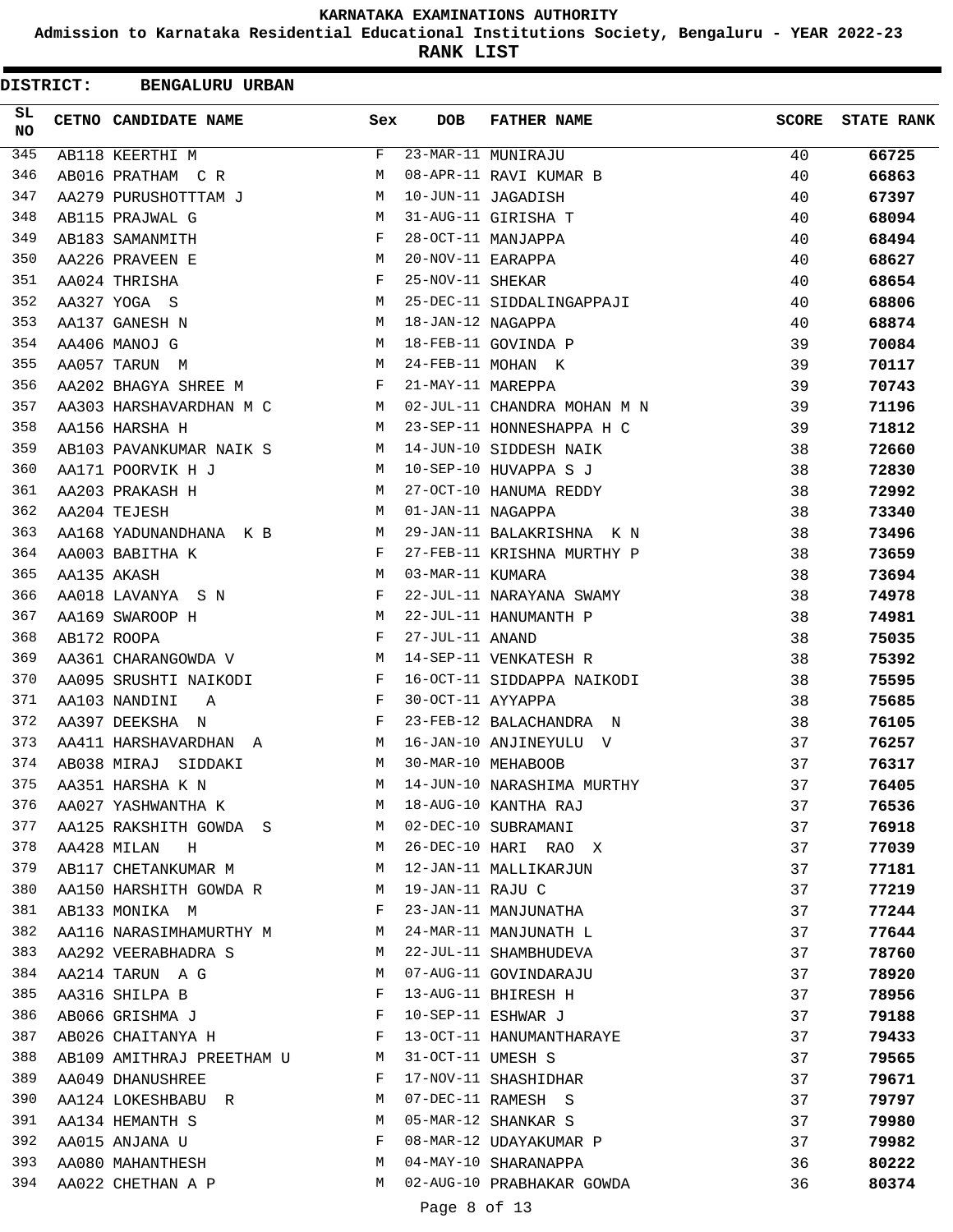**KARNATAKA EXAMINATIONS AUTHORITY**

**Admission to Karnataka Residential Educational Institutions Society, Bengaluru - YEAR 2022-23**

**RANK LIST**

**DISTRICT: BENGALURU URBAN**

| SL NO | CETNO | CANDIDATE NAME | Sex | DOB | FATHER NAME | SCORE | STATE RANK |
|---|---|---|---|---|---|---|---|
| 345 | AB118 | KEERTHI M | F | 23-MAR-11 | MUNIRAJU | 40 | **66725** |
| 346 | AB016 | PRATHAM C R | M | 08-APR-11 | RAVI KUMAR B | 40 | **66863** |
| 347 | AA279 | PURUSHOTTTAM J | M | 10-JUN-11 | JAGADISH | 40 | **67397** |
| 348 | AB115 | PRAJWAL G | M | 31-AUG-11 | GIRISHA T | 40 | **68094** |
| 349 | AB183 | SAMANMITH | F | 28-OCT-11 | MANJAPPA | 40 | **68494** |
| 350 | AA226 | PRAVEEN E | M | 20-NOV-11 | EARAPPA | 40 | **68627** |
| 351 | AA024 | THRISHA | F | 25-NOV-11 | SHEKAR | 40 | **68654** |
| 352 | AA327 | YOGA S | M | 25-DEC-11 | SIDDALINGAPPAJI | 40 | **68806** |
| 353 | AA137 | GANESH N | M | 18-JAN-12 | NAGAPPA | 40 | **68874** |
| 354 | AA406 | MANOJ G | M | 18-FEB-11 | GOVINDA P | 39 | **70084** |
| 355 | AA057 | TARUN M | M | 24-FEB-11 | MOHAN K | 39 | **70117** |
| 356 | AA202 | BHAGYA SHREE M | F | 21-MAY-11 | MAREPPA | 39 | **70743** |
| 357 | AA303 | HARSHAVARDHAN M C | M | 02-JUL-11 | CHANDRA MOHAN M N | 39 | **71196** |
| 358 | AA156 | HARSHA H | M | 23-SEP-11 | HONNESHAPPA H C | 39 | **71812** |
| 359 | AB103 | PAVANKUMAR NAIK S | M | 14-JUN-10 | SIDDESH NAIK | 38 | **72660** |
| 360 | AA171 | POORVIK H J | M | 10-SEP-10 | HUVAPPA S J | 38 | **72830** |
| 361 | AA203 | PRAKASH H | M | 27-OCT-10 | HANUMA REDDY | 38 | **72992** |
| 362 | AA204 | TEJESH | M | 01-JAN-11 | NAGAPPA | 38 | **73340** |
| 363 | AA168 | YADUNANDHANA K B | M | 29-JAN-11 | BALAKRISHNA K N | 38 | **73496** |
| 364 | AA003 | BABITHA K | F | 27-FEB-11 | KRISHNA MURTHY P | 38 | **73659** |
| 365 | AA135 | AKASH | M | 03-MAR-11 | KUMARA | 38 | **73694** |
| 366 | AA018 | LAVANYA S N | F | 22-JUL-11 | NARAYANA SWAMY | 38 | **74978** |
| 367 | AA169 | SWAROOP H | M | 22-JUL-11 | HANUMANTH P | 38 | **74981** |
| 368 | AB172 | ROOPA | F | 27-JUL-11 | ANAND | 38 | **75035** |
| 369 | AA361 | CHARANGOWDA V | M | 14-SEP-11 | VENKATESH R | 38 | **75392** |
| 370 | AA095 | SRUSHTI NAIKODI | F | 16-OCT-11 | SIDDAPPA NAIKODI | 38 | **75595** |
| 371 | AA103 | NANDINI A | F | 30-OCT-11 | AYYAPPA | 38 | **75685** |
| 372 | AA397 | DEEKSHA N | F | 23-FEB-12 | BALACHANDRA N | 38 | **76105** |
| 373 | AA411 | HARSHAVARDHAN A | M | 16-JAN-10 | ANJINEYULU V | 37 | **76257** |
| 374 | AB038 | MIRAJ SIDDAKI | M | 30-MAR-10 | MEHABOOB | 37 | **76317** |
| 375 | AA351 | HARSHA K N | M | 14-JUN-10 | NARASHIMA MURTHY | 37 | **76405** |
| 376 | AA027 | YASHWANTHA K | M | 18-AUG-10 | KANTHA RAJ | 37 | **76536** |
| 377 | AA125 | RAKSHITH GOWDA S | M | 02-DEC-10 | SUBRAMANI | 37 | **76918** |
| 378 | AA428 | MILAN H | M | 26-DEC-10 | HARI RAO X | 37 | **77039** |
| 379 | AB117 | CHETANKUMAR M | M | 12-JAN-11 | MALLIKARJUN | 37 | **77181** |
| 380 | AA150 | HARSHITH GOWDA R | M | 19-JAN-11 | RAJU C | 37 | **77219** |
| 381 | AB133 | MONIKA M | F | 23-JAN-11 | MANJUNATHA | 37 | **77244** |
| 382 | AA116 | NARASIMHAMURTHY M | M | 24-MAR-11 | MANJUNATH L | 37 | **77644** |
| 383 | AA292 | VEERABHADRA S | M | 22-JUL-11 | SHAMBHUDEVA | 37 | **78760** |
| 384 | AA214 | TARUN A G | M | 07-AUG-11 | GOVINDARAJU | 37 | **78920** |
| 385 | AA316 | SHILPA B | F | 13-AUG-11 | BHIRESH H | 37 | **78956** |
| 386 | AB066 | GRISHMA J | F | 10-SEP-11 | ESHWAR J | 37 | **79188** |
| 387 | AB026 | CHAITANYA H | F | 13-OCT-11 | HANUMANTHARAYE | 37 | **79433** |
| 388 | AB109 | AMITHRAJ PREETHAM U | M | 31-OCT-11 | UMESH S | 37 | **79565** |
| 389 | AA049 | DHANUSHREE | F | 17-NOV-11 | SHASHIDHAR | 37 | **79671** |
| 390 | AA124 | LOKESHBABU R | M | 07-DEC-11 | RAMESH S | 37 | **79797** |
| 391 | AA134 | HEMANTH S | M | 05-MAR-12 | SHANKAR S | 37 | **79980** |
| 392 | AA015 | ANJANA U | F | 08-MAR-12 | UDAYAKUMAR P | 37 | **79982** |
| 393 | AA080 | MAHANTHESH | M | 04-MAY-10 | SHARANAPPA | 36 | **80222** |
| 394 | AA022 | CHETHAN A P | M | 02-AUG-10 | PRABHAKAR GOWDA | 36 | **80374** |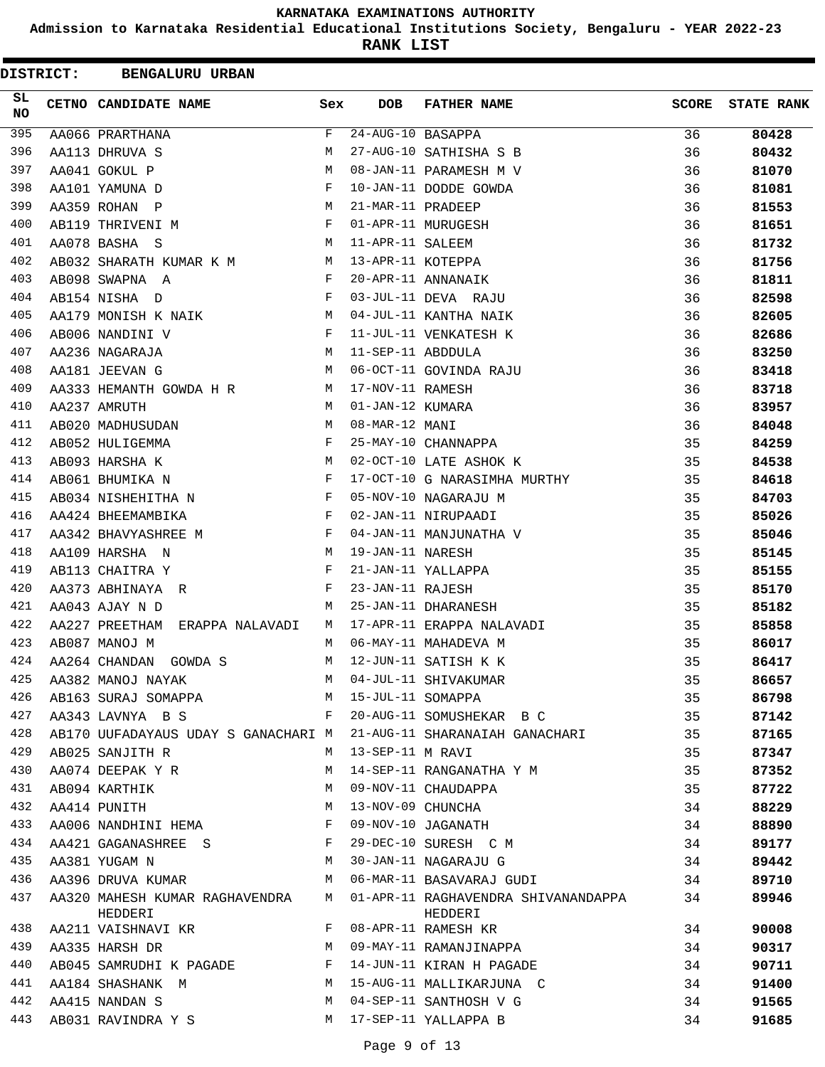# KARNATAKA EXAMINATIONS AUTHORITY

## Admission to Karnataka Residential Educational Institutions Society, Bengaluru - YEAR 2022-23

## RANK LIST

**DISTRICT: BENGALURU URBAN**

| SL NO | CETNO | CANDIDATE NAME | Sex | DOB | FATHER NAME | SCORE | STATE RANK |
|---|---|---|---|---|---|---|---|
| 395 | AA066 | PRARTHANA | F | 24-AUG-10 | BASAPPA | 36 | **80428** |
| 396 | AA113 | DHRUVA S | M | 27-AUG-10 | SATHISHA S B | 36 | **80432** |
| 397 | AA041 | GOKUL P | M | 08-JAN-11 | PARAMESH M V | 36 | **81070** |
| 398 | AA101 | YAMUNA D | F | 10-JAN-11 | DODDE GOWDA | 36 | **81081** |
| 399 | AA359 | ROHAN P | M | 21-MAR-11 | PRADEEP | 36 | **81553** |
| 400 | AB119 | THRIVENI M | F | 01-APR-11 | MURUGESH | 36 | **81651** |
| 401 | AA078 | BASHA S | M | 11-APR-11 | SALEEM | 36 | **81732** |
| 402 | AB032 | SHARATH KUMAR K M | M | 13-APR-11 | KOTEPPA | 36 | **81756** |
| 403 | AB098 | SWAPNA A | F | 20-APR-11 | ANNANAIK | 36 | **81811** |
| 404 | AB154 | NISHA D | F | 03-JUL-11 | DEVA RAJU | 36 | **82598** |
| 405 | AA179 | MONISH K NAIK | M | 04-JUL-11 | KANTHA NAIK | 36 | **82605** |
| 406 | AB006 | NANDINI V | F | 11-JUL-11 | VENKATESH K | 36 | **82686** |
| 407 | AA236 | NAGARAJA | M | 11-SEP-11 | ABDDULA | 36 | **83250** |
| 408 | AA181 | JEEVAN G | M | 06-OCT-11 | GOVINDA RAJU | 36 | **83418** |
| 409 | AA333 | HEMANTH GOWDA H R | M | 17-NOV-11 | RAMESH | 36 | **83718** |
| 410 | AA237 | AMRUTH | M | 01-JAN-12 | KUMARA | 36 | **83957** |
| 411 | AB020 | MADHUSUDAN | M | 08-MAR-12 | MANI | 36 | **84048** |
| 412 | AB052 | HULIGEMMA | F | 25-MAY-10 | CHANNAPPA | 35 | **84259** |
| 413 | AB093 | HARSHA K | M | 02-OCT-10 | LATE ASHOK K | 35 | **84538** |
| 414 | AB061 | BHUMIKA N | F | 17-OCT-10 | G NARASIMHA MURTHY | 35 | **84618** |
| 415 | AB034 | NISHEHITHA N | F | 05-NOV-10 | NAGARAJU M | 35 | **84703** |
| 416 | AA424 | BHEEMAMBIKA | F | 02-JAN-11 | NIRUPAADI | 35 | **85026** |
| 417 | AA342 | BHAVYASHREE M | F | 04-JAN-11 | MANJUNATHA V | 35 | **85046** |
| 418 | AA109 | HARSHA N | M | 19-JAN-11 | NARESH | 35 | **85145** |
| 419 | AB113 | CHAITRA Y | F | 21-JAN-11 | YALLAPPA | 35 | **85155** |
| 420 | AA373 | ABHINAYA R | F | 23-JAN-11 | RAJESH | 35 | **85170** |
| 421 | AA043 | AJAY N D | M | 25-JAN-11 | DHARANESH | 35 | **85182** |
| 422 | AA227 | PREETHAM ERAPPA NALAVADI | M | 17-APR-11 | ERAPPA NALAVADI | 35 | **85858** |
| 423 | AB087 | MANOJ M | M | 06-MAY-11 | MAHADEVA M | 35 | **86017** |
| 424 | AA264 | CHANDAN GOWDA S | M | 12-JUN-11 | SATISH K K | 35 | **86417** |
| 425 | AA382 | MANOJ NAYAK | M | 04-JUL-11 | SHIVAKUMAR | 35 | **86657** |
| 426 | AB163 | SURAJ SOMAPPA | M | 15-JUL-11 | SOMAPPA | 35 | **86798** |
| 427 | AA343 | LAVNYA B S | F | 20-AUG-11 | SOMUSHEKAR B C | 35 | **87142** |
| 428 | AB170 | UUFADAYAUS UDAY S GANACHARI | M | 21-AUG-11 | SHARANAIAH GANACHARI | 35 | **87165** |
| 429 | AB025 | SANJITH R | M | 13-SEP-11 | M RAVI | 35 | **87347** |
| 430 | AA074 | DEEPAK Y R | M | 14-SEP-11 | RANGANATHA Y M | 35 | **87352** |
| 431 | AB094 | KARTHIK | M | 09-NOV-11 | CHAUDAPPA | 35 | **87722** |
| 432 | AA414 | PUNITH | M | 13-NOV-09 | CHUNCHA | 34 | **88229** |
| 433 | AA006 | NANDHINI HEMA | F | 09-NOV-10 | JAGANATH | 34 | **88890** |
| 434 | AA421 | GAGANASHREE S | F | 29-DEC-10 | SURESH C M | 34 | **89177** |
| 435 | AA381 | YUGAM N | M | 30-JAN-11 | NAGARAJU G | 34 | **89442** |
| 436 | AA396 | DRUVA KUMAR | M | 06-MAR-11 | BASAVARAJ GUDI | 34 | **89710** |
| 437 | AA320 | MAHESH KUMAR RAGHAVENDRA HEDDERI | M | 01-APR-11 | RAGHAVENDRA SHIVANANDAPPA HEDDERI | 34 | **89946** |
| 438 | AA211 | VAISHNAVI KR | F | 08-APR-11 | RAMESH KR | 34 | **90008** |
| 439 | AA335 | HARSH DR | M | 09-MAY-11 | RAMANJINAPPA | 34 | **90317** |
| 440 | AB045 | SAMRUDHI K PAGADE | F | 14-JUN-11 | KIRAN H PAGADE | 34 | **90711** |
| 441 | AA184 | SHASHANK M | M | 15-AUG-11 | MALLIKARJUNA C | 34 | **91400** |
| 442 | AA415 | NANDAN S | M | 04-SEP-11 | SANTHOSH V G | 34 | **91565** |
| 443 | AB031 | RAVINDRA Y S | M | 17-SEP-11 | YALLAPPA B | 34 | **91685** |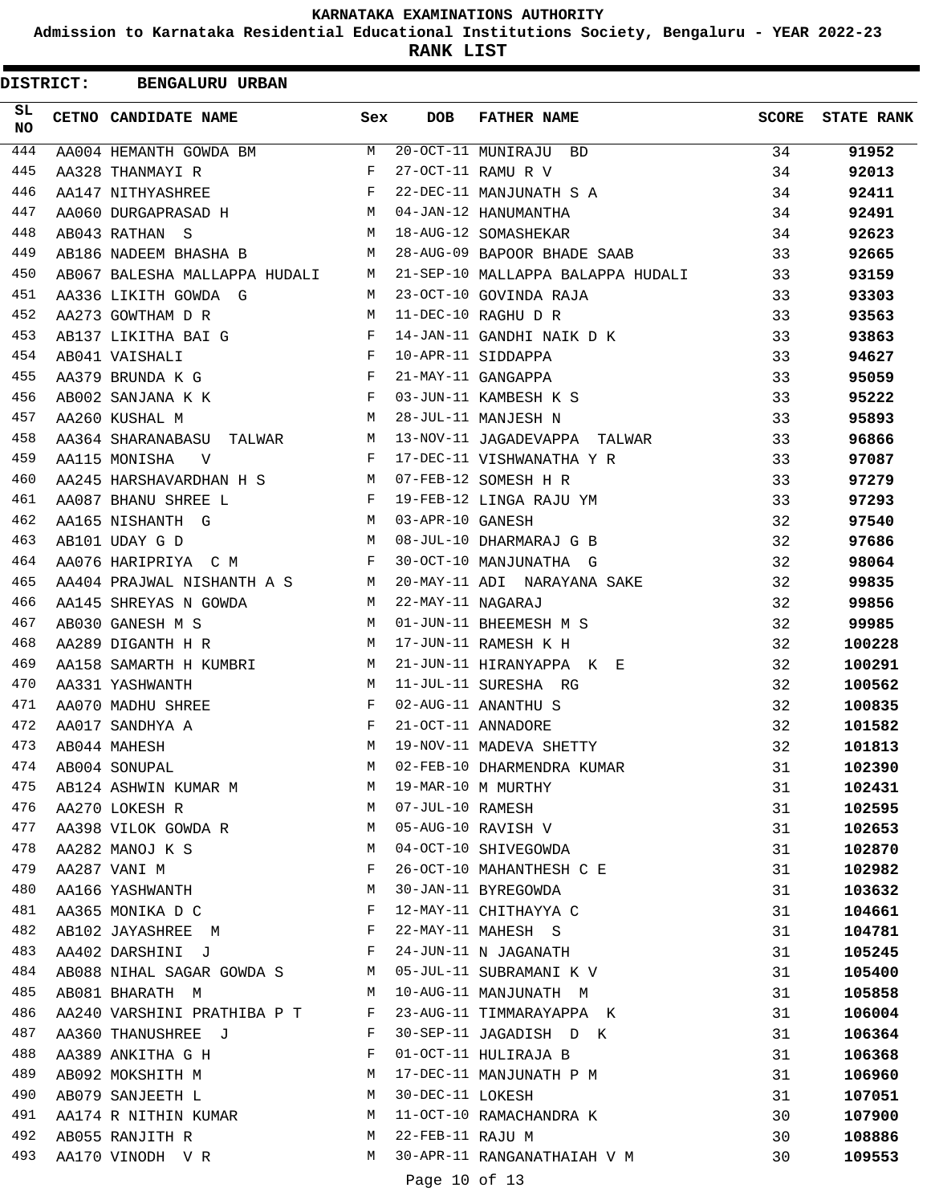# KARNATAKA EXAMINATIONS AUTHORITY

## Admission to Karnataka Residential Educational Institutions Society, Bengaluru - YEAR 2022-23

## RANK LIST

**DISTRICT: BENGALURU URBAN**

| SL NO | CETNO | CANDIDATE NAME | Sex | DOB | FATHER NAME | SCORE | STATE RANK |
|---|---|---|---|---|---|---|---|
| 444 | AA004 | HEMANTH GOWDA BM | M | 20-OCT-11 | MUNIRAJU BD | 34 | **91952** |
| 445 | AA328 | THANMAYI R | F | 27-OCT-11 | RAMU R V | 34 | **92013** |
| 446 | AA147 | NITHYASHREE | F | 22-DEC-11 | MANJUNATH S A | 34 | **92411** |
| 447 | AA060 | DURGAPRASAD H | M | 04-JAN-12 | HANUMANTHA | 34 | **92491** |
| 448 | AB043 | RATHAN S | M | 18-AUG-12 | SOMASHEKAR | 34 | **92623** |
| 449 | AB186 | NADEEM BHASHA B | M | 28-AUG-09 | BAPOOR BHADE SAAB | 33 | **92665** |
| 450 | AB067 | BALESHA MALLAPPA HUDALI | M | 21-SEP-10 | MALLAPPA BALAPPA HUDALI | 33 | **93159** |
| 451 | AA336 | LIKITH GOWDA G | M | 23-OCT-10 | GOVINDA RAJA | 33 | **93303** |
| 452 | AA273 | GOWTHAM D R | M | 11-DEC-10 | RAGHU D R | 33 | **93563** |
| 453 | AB137 | LIKITHA BAI G | F | 14-JAN-11 | GANDHI NAIK D K | 33 | **93863** |
| 454 | AB041 | VAISHALI | F | 10-APR-11 | SIDDAPPA | 33 | **94627** |
| 455 | AA379 | BRUNDA K G | F | 21-MAY-11 | GANGAPPA | 33 | **95059** |
| 456 | AB002 | SANJANA K K | F | 03-JUN-11 | KAMBESH K S | 33 | **95222** |
| 457 | AA260 | KUSHAL M | M | 28-JUL-11 | MANJESH N | 33 | **95893** |
| 458 | AA364 | SHARANABASU TALWAR | M | 13-NOV-11 | JAGADEVAPPA TALWAR | 33 | **96866** |
| 459 | AA115 | MONISHA V | F | 17-DEC-11 | VISHWANATHA Y R | 33 | **97087** |
| 460 | AA245 | HARSHAVARDHAN H S | M | 07-FEB-12 | SOMESH H R | 33 | **97279** |
| 461 | AA087 | BHANU SHREE L | F | 19-FEB-12 | LINGA RAJU YM | 33 | **97293** |
| 462 | AA165 | NISHANTH G | M | 03-APR-10 | GANESH | 32 | **97540** |
| 463 | AB101 | UDAY G D | M | 08-JUL-10 | DHARMARAJ G B | 32 | **97686** |
| 464 | AA076 | HARIPRIYA C M | F | 30-OCT-10 | MANJUNATHA G | 32 | **98064** |
| 465 | AA404 | PRAJWAL NISHANTH A S | M | 20-MAY-11 | ADI NARAYANA SAKE | 32 | **99835** |
| 466 | AA145 | SHREYAS N GOWDA | M | 22-MAY-11 | NAGARAJ | 32 | **99856** |
| 467 | AB030 | GANESH M S | M | 01-JUN-11 | BHEEMESH M S | 32 | **99985** |
| 468 | AA289 | DIGANTH H R | M | 17-JUN-11 | RAMESH K H | 32 | **100228** |
| 469 | AA158 | SAMARTH H KUMBRI | M | 21-JUN-11 | HIRANYAPPA K E | 32 | **100291** |
| 470 | AA331 | YASHWANTH | M | 11-JUL-11 | SURESHA RG | 32 | **100562** |
| 471 | AA070 | MADHU SHREE | F | 02-AUG-11 | ANANTHU S | 32 | **100835** |
| 472 | AA017 | SANDHYA A | F | 21-OCT-11 | ANNADORE | 32 | **101582** |
| 473 | AB044 | MAHESH | M | 19-NOV-11 | MADEVA SHETTY | 32 | **101813** |
| 474 | AB004 | SONUPAL | M | 02-FEB-10 | DHARMENDRA KUMAR | 31 | **102390** |
| 475 | AB124 | ASHWIN KUMAR M | M | 19-MAR-10 | M MURTHY | 31 | **102431** |
| 476 | AA270 | LOKESH R | M | 07-JUL-10 | RAMESH | 31 | **102595** |
| 477 | AA398 | VILOK GOWDA R | M | 05-AUG-10 | RAVISH V | 31 | **102653** |
| 478 | AA282 | MANOJ K S | M | 04-OCT-10 | SHIVEGOWDA | 31 | **102870** |
| 479 | AA287 | VANI M | F | 26-OCT-10 | MAHANTHESH C E | 31 | **102982** |
| 480 | AA166 | YASHWANTH | M | 30-JAN-11 | BYREGOWDA | 31 | **103632** |
| 481 | AA365 | MONIKA D C | F | 12-MAY-11 | CHITHAYYA C | 31 | **104661** |
| 482 | AB102 | JAYASHREE M | F | 22-MAY-11 | MAHESH S | 31 | **104781** |
| 483 | AA402 | DARSHINI J | F | 24-JUN-11 | N JAGANATH | 31 | **105245** |
| 484 | AB088 | NIHAL SAGAR GOWDA S | M | 05-JUL-11 | SUBRAMANI K V | 31 | **105400** |
| 485 | AB081 | BHARATH M | M | 10-AUG-11 | MANJUNATH M | 31 | **105858** |
| 486 | AA240 | VARSHINI PRATHIBA P T | F | 23-AUG-11 | TIMMARAYAPPA K | 31 | **106004** |
| 487 | AA360 | THANUSHREE J | F | 30-SEP-11 | JAGADISH D K | 31 | **106364** |
| 488 | AA389 | ANKITHA G H | F | 01-OCT-11 | HULIRAJA B | 31 | **106368** |
| 489 | AB092 | MOKSHITH M | M | 17-DEC-11 | MANJUNATH P M | 31 | **106960** |
| 490 | AB079 | SANJEETH L | M | 30-DEC-11 | LOKESH | 31 | **107051** |
| 491 | AA174 | R NITHIN KUMAR | M | 11-OCT-10 | RAMACHANDRA K | 30 | **107900** |
| 492 | AB055 | RANJITH R | M | 22-FEB-11 | RAJU M | 30 | **108886** |
| 493 | AA170 | VINODH V R | M | 30-APR-11 | RANGANATHAIAH V M | 30 | **109553** |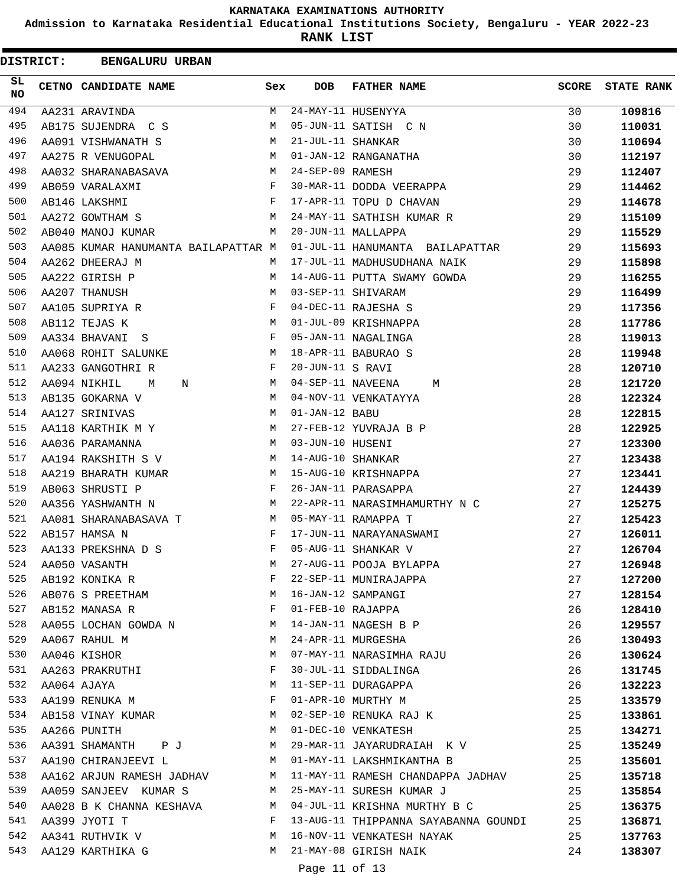# KARNATAKA EXAMINATIONS AUTHORITY

## Admission to Karnataka Residential Educational Institutions Society, Bengaluru - YEAR 2022-23

## RANK LIST

**DISTRICT: BENGALURU URBAN**

| SL NO | CETNO | CANDIDATE NAME | Sex | DOB | FATHER NAME | SCORE | STATE RANK |
|---|---|---|---|---|---|---|---|
| 494 | AA231 | ARAVINDA | M | 24-MAY-11 | HUSENYYA | 30 | **109816** |
| 495 | AB175 | SUJENDRA C S | M | 05-JUN-11 | SATISH C N | 30 | **110031** |
| 496 | AA091 | VISHWANATH S | M | 21-JUL-11 | SHANKAR | 30 | **110694** |
| 497 | AA275 | R VENUGOPAL | M | 01-JAN-12 | RANGANATHA | 30 | **112197** |
| 498 | AA032 | SHARANABASAVA | M | 24-SEP-09 | RAMESH | 29 | **112407** |
| 499 | AB059 | VARALAXMI | F | 30-MAR-11 | DODDA VEERAPPA | 29 | **114462** |
| 500 | AB146 | LAKSHMI | F | 17-APR-11 | TOPU D CHAVAN | 29 | **114678** |
| 501 | AA272 | GOWTHAM S | M | 24-MAY-11 | SATHISH KUMAR R | 29 | **115109** |
| 502 | AB040 | MANOJ KUMAR | M | 20-JUN-11 | MALLAPPA | 29 | **115529** |
| 503 | AA085 | KUMAR HANUMANTA BAILAPATTAR | M | 01-JUL-11 | HANUMANTA BAILAPATTAR | 29 | **115693** |
| 504 | AA262 | DHEERAJ M | M | 17-JUL-11 | MADHUSUDHANA NAIK | 29 | **115898** |
| 505 | AA222 | GIRISH P | M | 14-AUG-11 | PUTTA SWAMY GOWDA | 29 | **116255** |
| 506 | AA207 | THANUSH | M | 03-SEP-11 | SHIVARAM | 29 | **116499** |
| 507 | AA105 | SUPRIYA R | F | 04-DEC-11 | RAJESHA S | 29 | **117356** |
| 508 | AB112 | TEJAS K | M | 01-JUL-09 | KRISHNAPPA | 28 | **117786** |
| 509 | AA334 | BHAVANI S | F | 05-JAN-11 | NAGALINGA | 28 | **119013** |
| 510 | AA068 | ROHIT SALUNKE | M | 18-APR-11 | BABURAO S | 28 | **119948** |
| 511 | AA233 | GANGOTHRI R | F | 20-JUN-11 | S RAVI | 28 | **120710** |
| 512 | AA094 | NIKHIL M N | M | 04-SEP-11 | NAVEENA M | 28 | **121720** |
| 513 | AB135 | GOKARNA V | M | 04-NOV-11 | VENKATAYYA | 28 | **122324** |
| 514 | AA127 | SRINIVAS | M | 01-JAN-12 | BABU | 28 | **122815** |
| 515 | AA118 | KARTHIK M Y | M | 27-FEB-12 | YUVRAJA B P | 28 | **122925** |
| 516 | AA036 | PARAMANNA | M | 03-JUN-10 | HUSENI | 27 | **123300** |
| 517 | AA194 | RAKSHITH S V | M | 14-AUG-10 | SHANKAR | 27 | **123438** |
| 518 | AA219 | BHARATH KUMAR | M | 15-AUG-10 | KRISHNAPPA | 27 | **123441** |
| 519 | AB063 | SHRUSTI P | F | 26-JAN-11 | PARASAPPA | 27 | **124439** |
| 520 | AA356 | YASHWANTH N | M | 22-APR-11 | NARASIMHAMURTHY N C | 27 | **125275** |
| 521 | AA081 | SHARANABASAVA T | M | 05-MAY-11 | RAMAPPA T | 27 | **125423** |
| 522 | AB157 | HAMSA N | F | 17-JUN-11 | NARAYANASWAMI | 27 | **126011** |
| 523 | AA133 | PREKSHNA D S | F | 05-AUG-11 | SHANKAR V | 27 | **126704** |
| 524 | AA050 | VASANTH | M | 27-AUG-11 | POOJA BYLAPPA | 27 | **126948** |
| 525 | AB192 | KONIKA R | F | 22-SEP-11 | MUNIRAJAPPA | 27 | **127200** |
| 526 | AB076 | S PREETHAM | M | 16-JAN-12 | SAMPANGI | 27 | **128154** |
| 527 | AB152 | MANASA R | F | 01-FEB-10 | RAJAPPA | 26 | **128410** |
| 528 | AA055 | LOCHAN GOWDA N | M | 14-JAN-11 | NAGESH B P | 26 | **129557** |
| 529 | AA067 | RAHUL M | M | 24-APR-11 | MURGESHA | 26 | **130493** |
| 530 | AA046 | KISHOR | M | 07-MAY-11 | NARASIMHA RAJU | 26 | **130624** |
| 531 | AA263 | PRAKRUTHI | F | 30-JUL-11 | SIDDALINGA | 26 | **131745** |
| 532 | AA064 | AJAYA | M | 11-SEP-11 | DURAGAPPA | 26 | **132223** |
| 533 | AA199 | RENUKA M | F | 01-APR-10 | MURTHY M | 25 | **133579** |
| 534 | AB158 | VINAY KUMAR | M | 02-SEP-10 | RENUKA RAJ K | 25 | **133861** |
| 535 | AA266 | PUNITH | M | 01-DEC-10 | VENKATESH | 25 | **134271** |
| 536 | AA391 | SHAMANTH P J | M | 29-MAR-11 | JAYARUDRAIAH K V | 25 | **135249** |
| 537 | AA190 | CHIRANJEEVI L | M | 01-MAY-11 | LAKSHMIKANTHA B | 25 | **135601** |
| 538 | AA162 | ARJUN RAMESH JADHAV | M | 11-MAY-11 | RAMESH CHANDAPPA JADHAV | 25 | **135718** |
| 539 | AA059 | SANJEEV KUMAR S | M | 25-MAY-11 | SURESH KUMAR J | 25 | **135854** |
| 540 | AA028 | B K CHANNA KESHAVA | M | 04-JUL-11 | KRISHNA MURTHY B C | 25 | **136375** |
| 541 | AA399 | JYOTI T | F | 13-AUG-11 | THIPPANNA SAYABANNA GOUNDI | 25 | **136871** |
| 542 | AA341 | RUTHVIK V | M | 16-NOV-11 | VENKATESH NAYAK | 25 | **137763** |
| 543 | AA129 | KARTHIKA G | M | 21-MAY-08 | GIRISH NAIK | 24 | **138307** |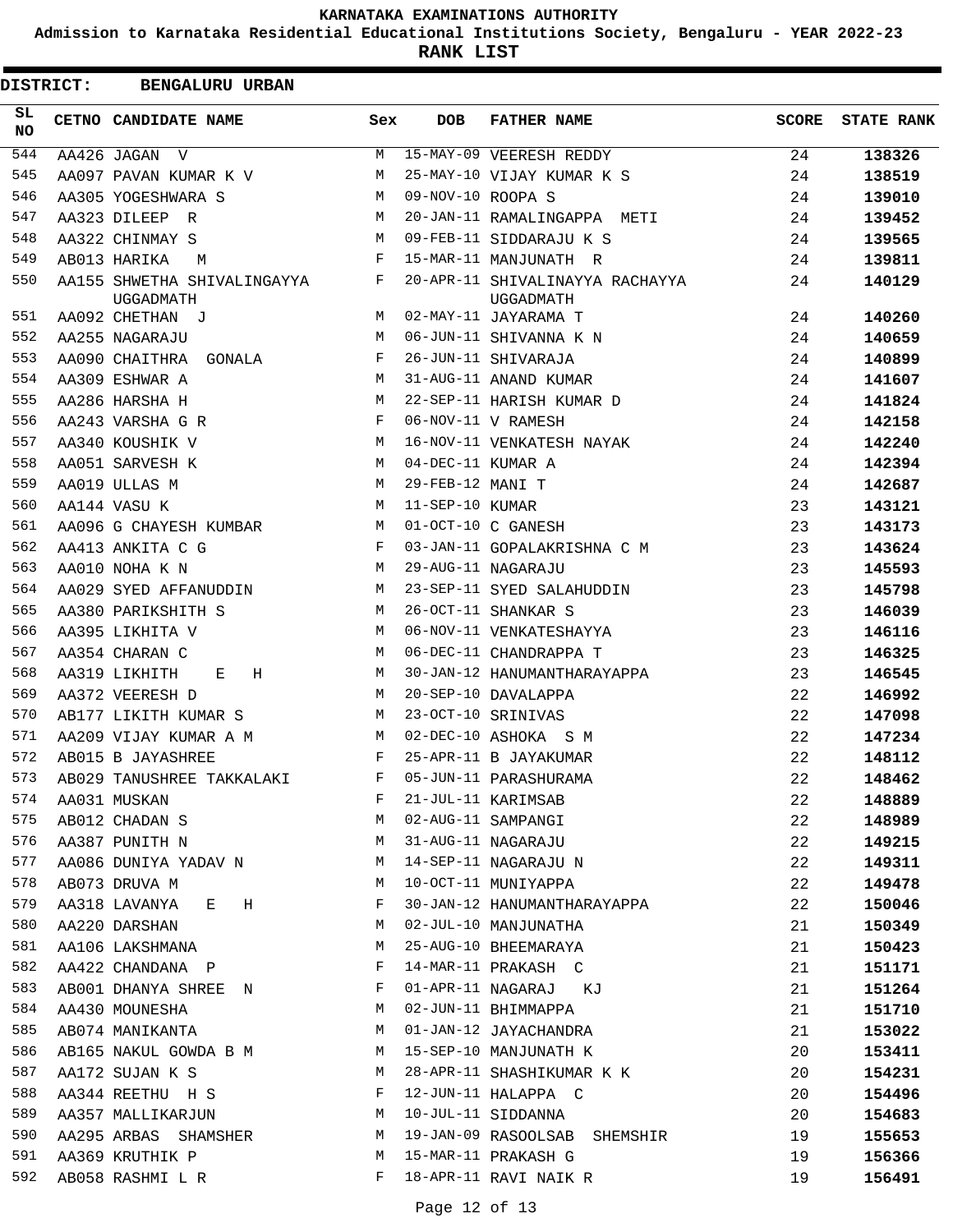# KARNATAKA EXAMINATIONS AUTHORITY

**Admission to Karnataka Residential Educational Institutions Society, Bengaluru - YEAR 2022-23**

**RANK LIST**

**DISTRICT: BENGALURU URBAN**

| SL NO | CETNO | CANDIDATE NAME | Sex | DOB | FATHER NAME | SCORE | STATE RANK |
|---|---|---|---|---|---|---|---|
| 544 | AA426 | JAGAN V | M | 15-MAY-09 | VEERESH REDDY | 24 | **138326** |
| 545 | AA097 | PAVAN KUMAR K V | M | 25-MAY-10 | VIJAY KUMAR K S | 24 | **138519** |
| 546 | AA305 | YOGESHWARA S | M | 09-NOV-10 | ROOPA S | 24 | **139010** |
| 547 | AA323 | DILEEP R | M | 20-JAN-11 | RAMALINGAPPA METI | 24 | **139452** |
| 548 | AA322 | CHINMAY S | M | 09-FEB-11 | SIDDARAJU K S | 24 | **139565** |
| 549 | AB013 | HARIKA M | F | 15-MAR-11 | MANJUNATH R | 24 | **139811** |
| 550 | AA155 | SHWETHA SHIVALINGAYYA UGGADMATH | F | 20-APR-11 | SHIVALINAYYA RACHAYYA UGGADMATH | 24 | **140129** |
| 551 | AA092 | CHETHAN J | M | 02-MAY-11 | JAYARAMA T | 24 | **140260** |
| 552 | AA255 | NAGARAJU | M | 06-JUN-11 | SHIVANNA K N | 24 | **140659** |
| 553 | AA090 | CHAITHRA GONALA | F | 26-JUN-11 | SHIVARAJA | 24 | **140899** |
| 554 | AA309 | ESHWAR A | M | 31-AUG-11 | ANAND KUMAR | 24 | **141607** |
| 555 | AA286 | HARSHA H | M | 22-SEP-11 | HARISH KUMAR D | 24 | **141824** |
| 556 | AA243 | VARSHA G R | F | 06-NOV-11 | V RAMESH | 24 | **142158** |
| 557 | AA340 | KOUSHIK V | M | 16-NOV-11 | VENKATESH NAYAK | 24 | **142240** |
| 558 | AA051 | SARVESH K | M | 04-DEC-11 | KUMAR A | 24 | **142394** |
| 559 | AA019 | ULLAS M | M | 29-FEB-12 | MANI T | 24 | **142687** |
| 560 | AA144 | VASU K | M | 11-SEP-10 | KUMAR | 23 | **143121** |
| 561 | AA096 | G CHAYESH KUMBAR | M | 01-OCT-10 | C GANESH | 23 | **143173** |
| 562 | AA413 | ANKITA C G | F | 03-JAN-11 | GOPALAKRISHNA C M | 23 | **143624** |
| 563 | AA010 | NOHA K N | M | 29-AUG-11 | NAGARAJU | 23 | **145593** |
| 564 | AA029 | SYED AFFANUDDIN | M | 23-SEP-11 | SYED SALAHUDDIN | 23 | **145798** |
| 565 | AA380 | PARIKSHITH S | M | 26-OCT-11 | SHANKAR S | 23 | **146039** |
| 566 | AA395 | LIKHITA V | M | 06-NOV-11 | VENKATESHAYYA | 23 | **146116** |
| 567 | AA354 | CHARAN C | M | 06-DEC-11 | CHANDRAPPA T | 23 | **146325** |
| 568 | AA319 | LIKHITH E H | M | 30-JAN-12 | HANUMANTHARAYAPPA | 23 | **146545** |
| 569 | AA372 | VEERESH D | M | 20-SEP-10 | DAVALAPPA | 22 | **146992** |
| 570 | AB177 | LIKITH KUMAR S | M | 23-OCT-10 | SRINIVAS | 22 | **147098** |
| 571 | AA209 | VIJAY KUMAR A M | M | 02-DEC-10 | ASHOKA S M | 22 | **147234** |
| 572 | AB015 | B JAYASHREE | F | 25-APR-11 | B JAYAKUMAR | 22 | **148112** |
| 573 | AB029 | TANUSHREE TAKKALAKI | F | 05-JUN-11 | PARASHURAMA | 22 | **148462** |
| 574 | AA031 | MUSKAN | F | 21-JUL-11 | KARIMSAB | 22 | **148889** |
| 575 | AB012 | CHADAN S | M | 02-AUG-11 | SAMPANGI | 22 | **148989** |
| 576 | AA387 | PUNITH N | M | 31-AUG-11 | NAGARAJU | 22 | **149215** |
| 577 | AA086 | DUNIYA YADAV N | M | 14-SEP-11 | NAGARAJU N | 22 | **149311** |
| 578 | AB073 | DRUVA M | M | 10-OCT-11 | MUNIYAPPA | 22 | **149478** |
| 579 | AA318 | LAVANYA E H | F | 30-JAN-12 | HANUMANTHARAYAPPA | 22 | **150046** |
| 580 | AA220 | DARSHAN | M | 02-JUL-10 | MANJUNATHA | 21 | **150349** |
| 581 | AA106 | LAKSHMANA | M | 25-AUG-10 | BHEEMARAYA | 21 | **150423** |
| 582 | AA422 | CHANDANA P | F | 14-MAR-11 | PRAKASH C | 21 | **151171** |
| 583 | AB001 | DHANYA SHREE N | F | 01-APR-11 | NAGARAJ KJ | 21 | **151264** |
| 584 | AA430 | MOUNESHA | M | 02-JUN-11 | BHIMMAPPA | 21 | **151710** |
| 585 | AB074 | MANIKANTA | M | 01-JAN-12 | JAYACHANDRA | 21 | **153022** |
| 586 | AB165 | NAKUL GOWDA B M | M | 15-SEP-10 | MANJUNATH K | 20 | **153411** |
| 587 | AA172 | SUJAN K S | M | 28-APR-11 | SHASHIKUMAR K K | 20 | **154231** |
| 588 | AA344 | REETHU H S | F | 12-JUN-11 | HALAPPA C | 20 | **154496** |
| 589 | AA357 | MALLIKARJUN | M | 10-JUL-11 | SIDDANNA | 20 | **154683** |
| 590 | AA295 | ARBAS SHAMSHER | M | 19-JAN-09 | RASOOLSAB SHEMSHIR | 19 | **155653** |
| 591 | AA369 | KRUTHIK P | M | 15-MAR-11 | PRAKASH G | 19 | **156366** |
| 592 | AB058 | RASHMI L R | F | 18-APR-11 | RAVI NAIK R | 19 | **156491** |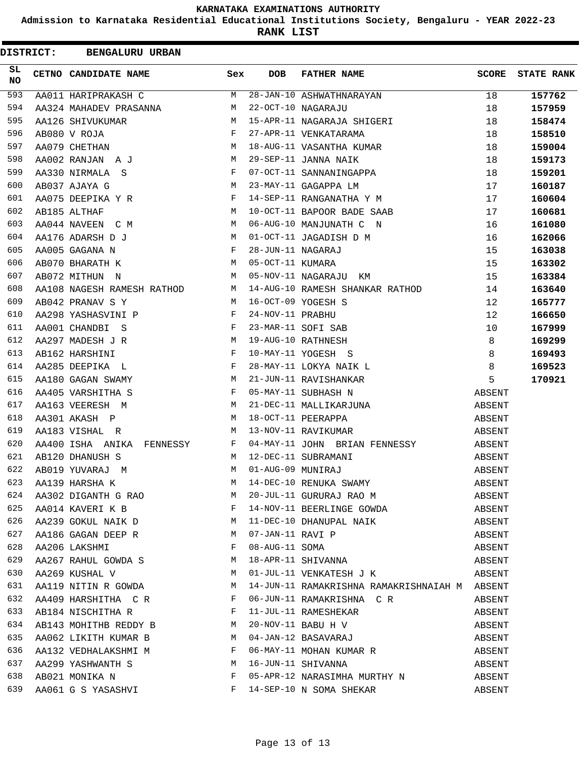KARNATAKA EXAMINATIONS AUTHORITY

Admission to Karnataka Residential Educational Institutions Society, Bengaluru - YEAR 2022-23

RANK LIST

DISTRICT: BENGALURU URBAN

| SL NO | CETNO | CANDIDATE NAME | Sex | DOB | FATHER NAME | SCORE | STATE RANK |
|---|---|---|---|---|---|---|---|
| 593 | AA011 | HARIPRAKASH C | M | 28-JAN-10 | ASHWATHNARAYAN | 18 | 157762 |
| 594 | AA324 | MAHADEV PRASANNA | M | 22-OCT-10 | NAGARAJU | 18 | 157959 |
| 595 | AA126 | SHIVUKUMAR | M | 15-APR-11 | NAGARAJA SHIGERI | 18 | 158474 |
| 596 | AB080 | V ROJA | F | 27-APR-11 | VENKATARAMA | 18 | 158510 |
| 597 | AA079 | CHETHAN | M | 18-AUG-11 | VASANTHA KUMAR | 18 | 159004 |
| 598 | AA002 | RANJAN A J | M | 29-SEP-11 | JANNA NAIK | 18 | 159173 |
| 599 | AA330 | NIRMALA S | F | 07-OCT-11 | SANNANINGAPPA | 18 | 159201 |
| 600 | AB037 | AJAYA G | M | 23-MAY-11 | GAGAPPA LM | 17 | 160187 |
| 601 | AA075 | DEEPIKA Y R | F | 14-SEP-11 | RANGANATHA Y M | 17 | 160604 |
| 602 | AB185 | ALTHAF | M | 10-OCT-11 | BAPOOR BADE SAAB | 17 | 160681 |
| 603 | AA044 | NAVEEN C M | M | 06-AUG-10 | MANJUNATH C N | 16 | 161080 |
| 604 | AA176 | ADARSH D J | M | 01-OCT-11 | JAGADISH D M | 16 | 162066 |
| 605 | AA005 | GAGANA N | F | 28-JUN-11 | NAGARAJ | 15 | 163038 |
| 606 | AB070 | BHARATH K | M | 05-OCT-11 | KUMARA | 15 | 163302 |
| 607 | AB072 | MITHUN N | M | 05-NOV-11 | NAGARAJU KM | 15 | 163384 |
| 608 | AA108 | NAGESH RAMESH RATHOD | M | 14-AUG-10 | RAMESH SHANKAR RATHOD | 14 | 163640 |
| 609 | AB042 | PRANAV S Y | M | 16-OCT-09 | YOGESH S | 12 | 165777 |
| 610 | AA298 | YASHASVINI P | F | 24-NOV-11 | PRABHU | 12 | 166650 |
| 611 | AA001 | CHANDBI S | F | 23-MAR-11 | SOFI SAB | 10 | 167999 |
| 612 | AA297 | MADESH J R | M | 19-AUG-10 | RATHNESH | 8 | 169299 |
| 613 | AB162 | HARSHINI | F | 10-MAY-11 | YOGESH S | 8 | 169493 |
| 614 | AA285 | DEEPIKA L | F | 28-MAY-11 | LOKYA NAIK L | 8 | 169523 |
| 615 | AA180 | GAGAN SWAMY | M | 21-JUN-11 | RAVISHANKAR | 5 | 170921 |
| 616 | AA405 | VARSHITHA S | F | 05-MAY-11 | SUBHASH N | ABSENT | |
| 617 | AA163 | VEERESH M | M | 21-DEC-11 | MALLIKARJUNA | ABSENT | |
| 618 | AA301 | AKASH P | M | 18-OCT-11 | PEERAPPA | ABSENT | |
| 619 | AA183 | VISHAL R | M | 13-NOV-11 | RAVIKUMAR | ABSENT | |
| 620 | AA400 | ISHA ANIKA FENNESSY | F | 04-MAY-11 | JOHN BRIAN FENNESSY | ABSENT | |
| 621 | AB120 | DHANUSH S | M | 12-DEC-11 | SUBRAMANI | ABSENT | |
| 622 | AB019 | YUVARAJ M | M | 01-AUG-09 | MUNIRAJ | ABSENT | |
| 623 | AA139 | HARSHA K | M | 14-DEC-10 | RENUKA SWAMY | ABSENT | |
| 624 | AA302 | DIGANTH G RAO | M | 20-JUL-11 | GURURAJ RAO M | ABSENT | |
| 625 | AA014 | KAVERI K B | F | 14-NOV-11 | BEERLINGE GOWDA | ABSENT | |
| 626 | AA239 | GOKUL NAIK D | M | 11-DEC-10 | DHANUPAL NAIK | ABSENT | |
| 627 | AA186 | GAGAN DEEP R | M | 07-JAN-11 | RAVI P | ABSENT | |
| 628 | AA206 | LAKSHMI | F | 08-AUG-11 | SOMA | ABSENT | |
| 629 | AA267 | RAHUL GOWDA S | M | 18-APR-11 | SHIVANNA | ABSENT | |
| 630 | AA269 | KUSHAL V | M | 01-JUL-11 | VENKATESH J K | ABSENT | |
| 631 | AA119 | NITIN R GOWDA | M | 14-JUN-11 | RAMAKRISHNA RAMAKRISHNAIAH M | ABSENT | |
| 632 | AA409 | HARSHITHA C R | F | 06-JUN-11 | RAMAKRISHNA C R | ABSENT | |
| 633 | AB184 | NISCHITHA R | F | 11-JUL-11 | RAMESHEKAR | ABSENT | |
| 634 | AB143 | MOHITHB REDDY B | M | 20-NOV-11 | BABU H V | ABSENT | |
| 635 | AA062 | LIKITH KUMAR B | M | 04-JAN-12 | BASAVARAJ | ABSENT | |
| 636 | AA132 | VEDHALAKSHMI M | F | 06-MAY-11 | MOHAN KUMAR R | ABSENT | |
| 637 | AA299 | YASHWANTH S | M | 16-JUN-11 | SHIVANNA | ABSENT | |
| 638 | AB021 | MONIKA N | F | 05-APR-12 | NARASIMHA MURTHY N | ABSENT | |
| 639 | AA061 | G S YASASHVI | F | 14-SEP-10 | N SOMA SHEKAR | ABSENT | |